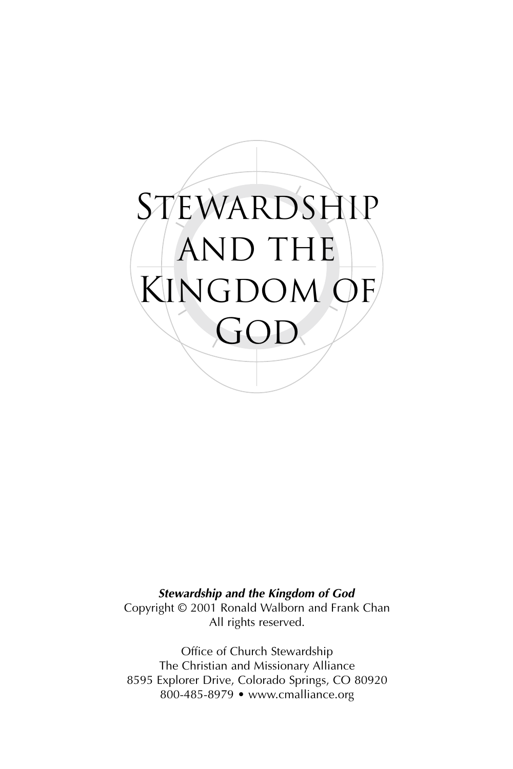# Stewardship and the Kingdom of God

***Stewardship and the Kingdom of God***
Copyright © 2001 Ronald Walborn and Frank Chan
All rights reserved.

Office of Church Stewardship
The Christian and Missionary Alliance
8595 Explorer Drive, Colorado Springs, CO 80920
800-485-8979 • www.cmalliance.org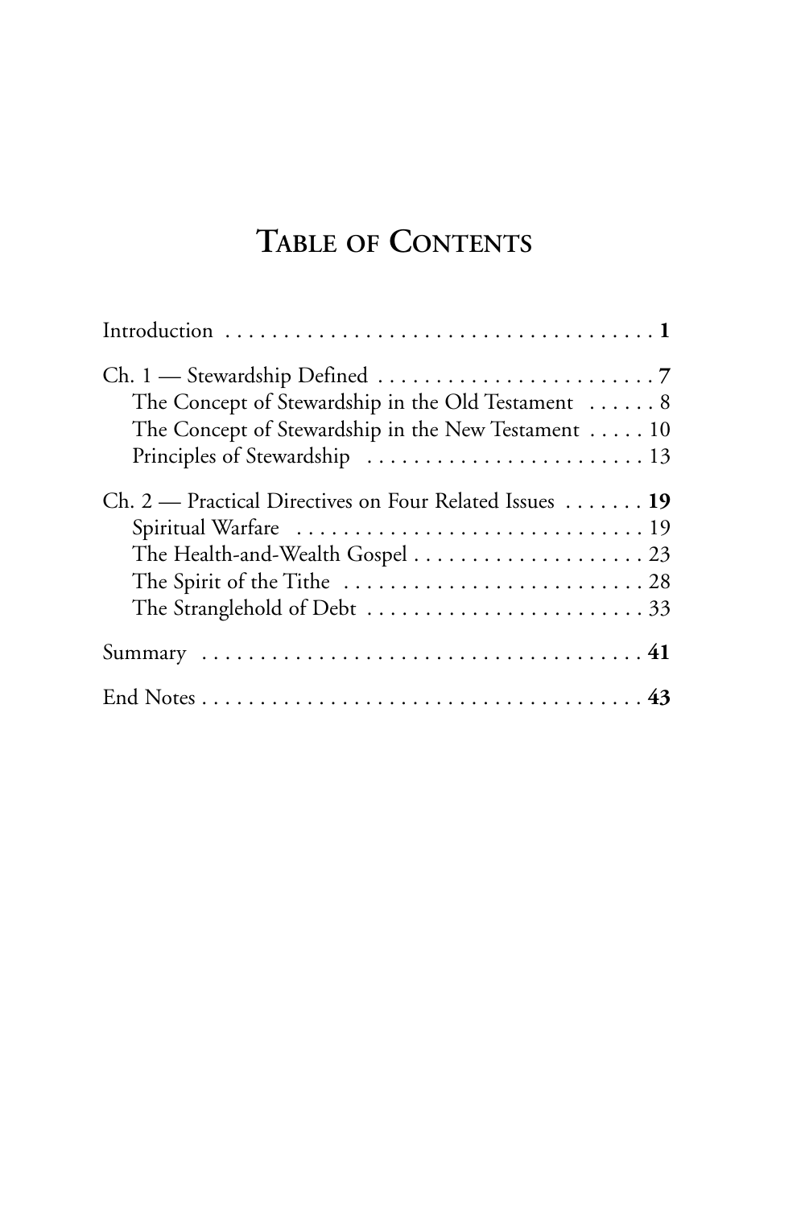# Table of Contents

Introduction . . . . . . . . . . . . . . . . . . . . . . . . . . . . . . . . . . . . **1**

Ch. 1 — Stewardship Defined . . . . . . . . . . . . . . . . . . . . . . . . **7**
- The Concept of Stewardship in the Old Testament . . . . . . 8
- The Concept of Stewardship in the New Testament . . . . . 10
- Principles of Stewardship . . . . . . . . . . . . . . . . . . . . . . . . 13

Ch. 2 — Practical Directives on Four Related Issues . . . . . . . **19**
- Spiritual Warfare . . . . . . . . . . . . . . . . . . . . . . . . . . . . . 19
- The Health-and-Wealth Gospel . . . . . . . . . . . . . . . . . . . . 23
- The Spirit of the Tithe . . . . . . . . . . . . . . . . . . . . . . . . . . 28
- The Stranglehold of Debt . . . . . . . . . . . . . . . . . . . . . . . . 33

Summary . . . . . . . . . . . . . . . . . . . . . . . . . . . . . . . . . . . . . . **41**

End Notes . . . . . . . . . . . . . . . . . . . . . . . . . . . . . . . . . . . . . **43**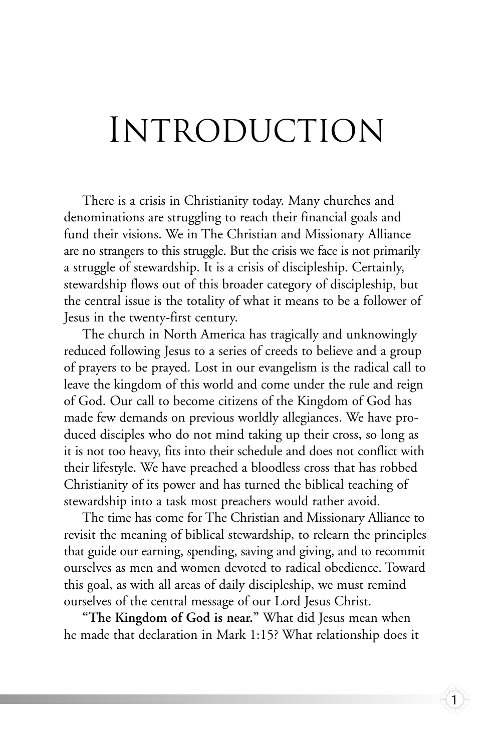# Introduction

There is a crisis in Christianity today. Many churches and denominations are struggling to reach their financial goals and fund their visions. We in The Christian and Missionary Alliance are no strangers to this struggle. But the crisis we face is not primarily a struggle of stewardship. It is a crisis of discipleship. Certainly, stewardship flows out of this broader category of discipleship, but the central issue is the totality of what it means to be a follower of Jesus in the twenty-first century.

The church in North America has tragically and unknowingly reduced following Jesus to a series of creeds to believe and a group of prayers to be prayed. Lost in our evangelism is the radical call to leave the kingdom of this world and come under the rule and reign of God. Our call to become citizens of the Kingdom of God has made few demands on previous worldly allegiances. We have produced disciples who do not mind taking up their cross, so long as it is not too heavy, fits into their schedule and does not conflict with their lifestyle. We have preached a bloodless cross that has robbed Christianity of its power and has turned the biblical teaching of stewardship into a task most preachers would rather avoid.

The time has come for The Christian and Missionary Alliance to revisit the meaning of biblical stewardship, to relearn the principles that guide our earning, spending, saving and giving, and to recommit ourselves as men and women devoted to radical obedience. Toward this goal, as with all areas of daily discipleship, we must remind ourselves of the central message of our Lord Jesus Christ.

**"The Kingdom of God is near."** What did Jesus mean when he made that declaration in Mark 1:15? What relationship does it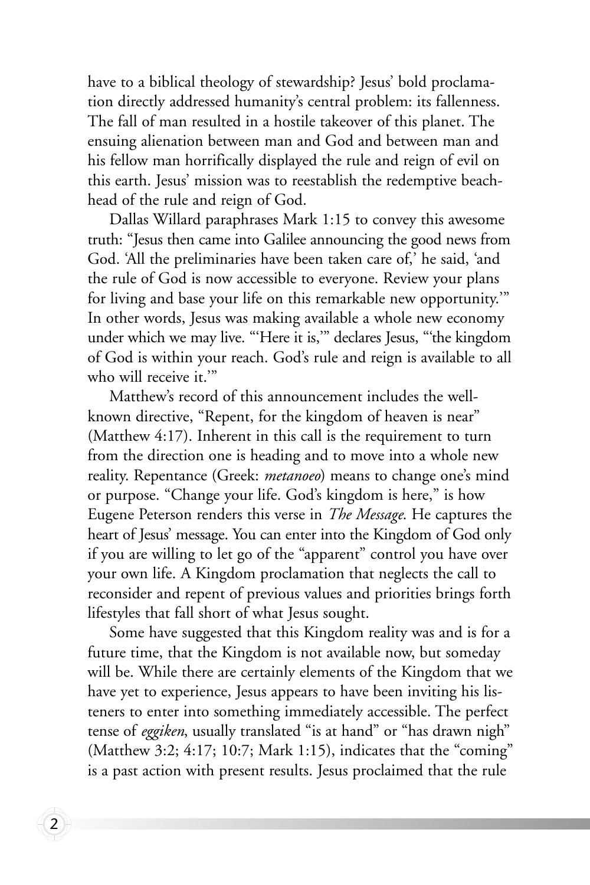have to a biblical theology of stewardship? Jesus' bold proclamation directly addressed humanity's central problem: its fallenness. The fall of man resulted in a hostile takeover of this planet. The ensuing alienation between man and God and between man and his fellow man horrifically displayed the rule and reign of evil on this earth. Jesus' mission was to reestablish the redemptive beachhead of the rule and reign of God.

Dallas Willard paraphrases Mark 1:15 to convey this awesome truth: "Jesus then came into Galilee announcing the good news from God. 'All the preliminaries have been taken care of,' he said, 'and the rule of God is now accessible to everyone. Review your plans for living and base your life on this remarkable new opportunity.'" In other words, Jesus was making available a whole new economy under which we may live. "'Here it is,'" declares Jesus, "'the kingdom of God is within your reach. God's rule and reign is available to all who will receive it.'"

Matthew's record of this announcement includes the well-known directive, "Repent, for the kingdom of heaven is near" (Matthew 4:17). Inherent in this call is the requirement to turn from the direction one is heading and to move into a whole new reality. Repentance (Greek: *metanoeo*) means to change one's mind or purpose. "Change your life. God's kingdom is here," is how Eugene Peterson renders this verse in *The Message*. He captures the heart of Jesus' message. You can enter into the Kingdom of God only if you are willing to let go of the "apparent" control you have over your own life. A Kingdom proclamation that neglects the call to reconsider and repent of previous values and priorities brings forth lifestyles that fall short of what Jesus sought.

Some have suggested that this Kingdom reality was and is for a future time, that the Kingdom is not available now, but someday will be. While there are certainly elements of the Kingdom that we have yet to experience, Jesus appears to have been inviting his listeners to enter into something immediately accessible. The perfect tense of *eggiken*, usually translated "is at hand" or "has drawn nigh" (Matthew 3:2; 4:17; 10:7; Mark 1:15), indicates that the "coming" is a past action with present results. Jesus proclaimed that the rule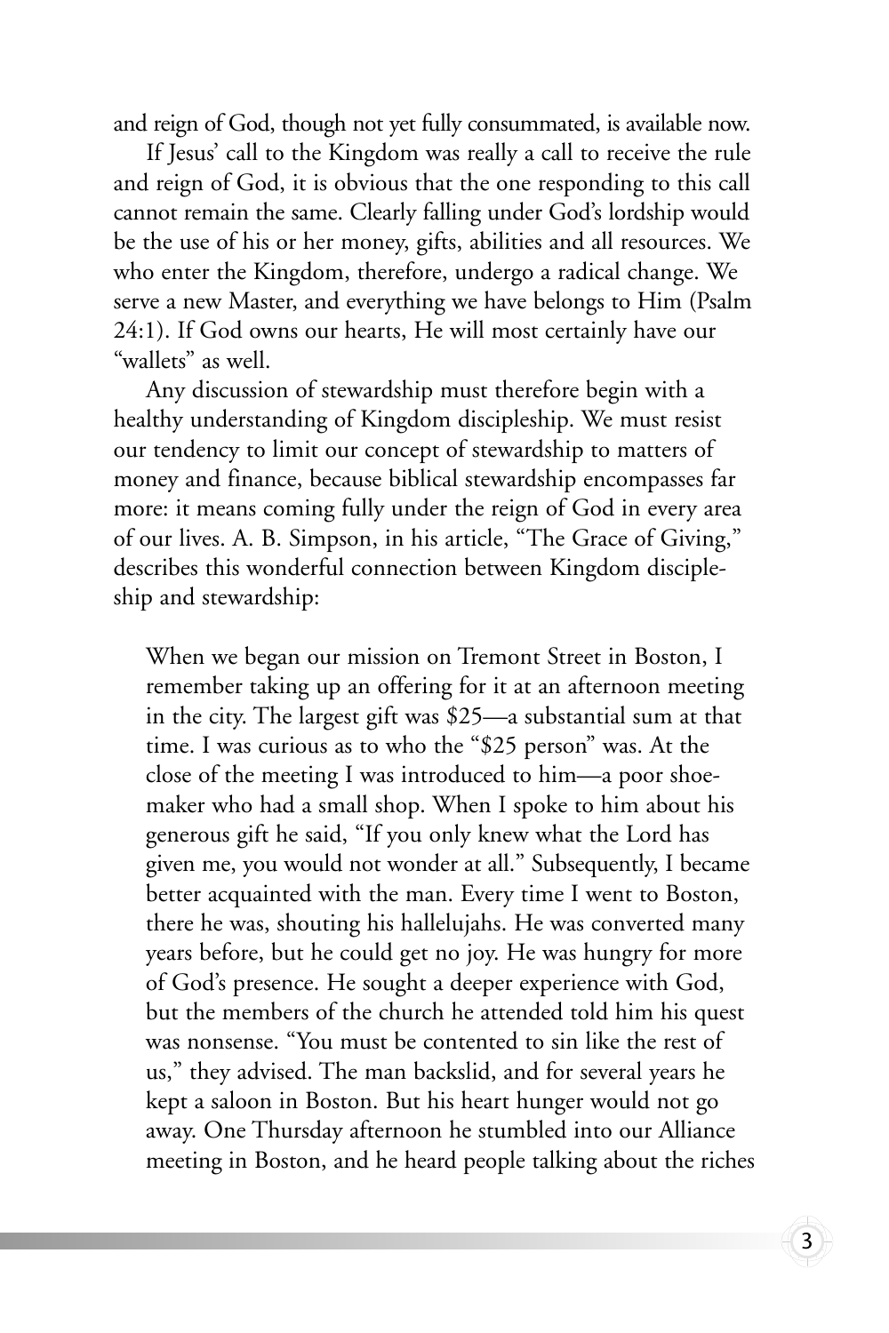and reign of God, though not yet fully consummated, is available now.

If Jesus' call to the Kingdom was really a call to receive the rule and reign of God, it is obvious that the one responding to this call cannot remain the same. Clearly falling under God's lordship would be the use of his or her money, gifts, abilities and all resources. We who enter the Kingdom, therefore, undergo a radical change. We serve a new Master, and everything we have belongs to Him (Psalm 24:1). If God owns our hearts, He will most certainly have our "wallets" as well.

Any discussion of stewardship must therefore begin with a healthy understanding of Kingdom discipleship. We must resist our tendency to limit our concept of stewardship to matters of money and finance, because biblical stewardship encompasses far more: it means coming fully under the reign of God in every area of our lives. A. B. Simpson, in his article, "The Grace of Giving," describes this wonderful connection between Kingdom discipleship and stewardship:

> When we began our mission on Tremont Street in Boston, I remember taking up an offering for it at an afternoon meeting in the city. The largest gift was $25—a substantial sum at that time. I was curious as to who the "$25 person" was. At the close of the meeting I was introduced to him—a poor shoemaker who had a small shop. When I spoke to him about his generous gift he said, "If you only knew what the Lord has given me, you would not wonder at all." Subsequently, I became better acquainted with the man. Every time I went to Boston, there he was, shouting his hallelujahs. He was converted many years before, but he could get no joy. He was hungry for more of God's presence. He sought a deeper experience with God, but the members of the church he attended told him his quest was nonsense. "You must be contented to sin like the rest of us," they advised. The man backslid, and for several years he kept a saloon in Boston. But his heart hunger would not go away. One Thursday afternoon he stumbled into our Alliance meeting in Boston, and he heard people talking about the riches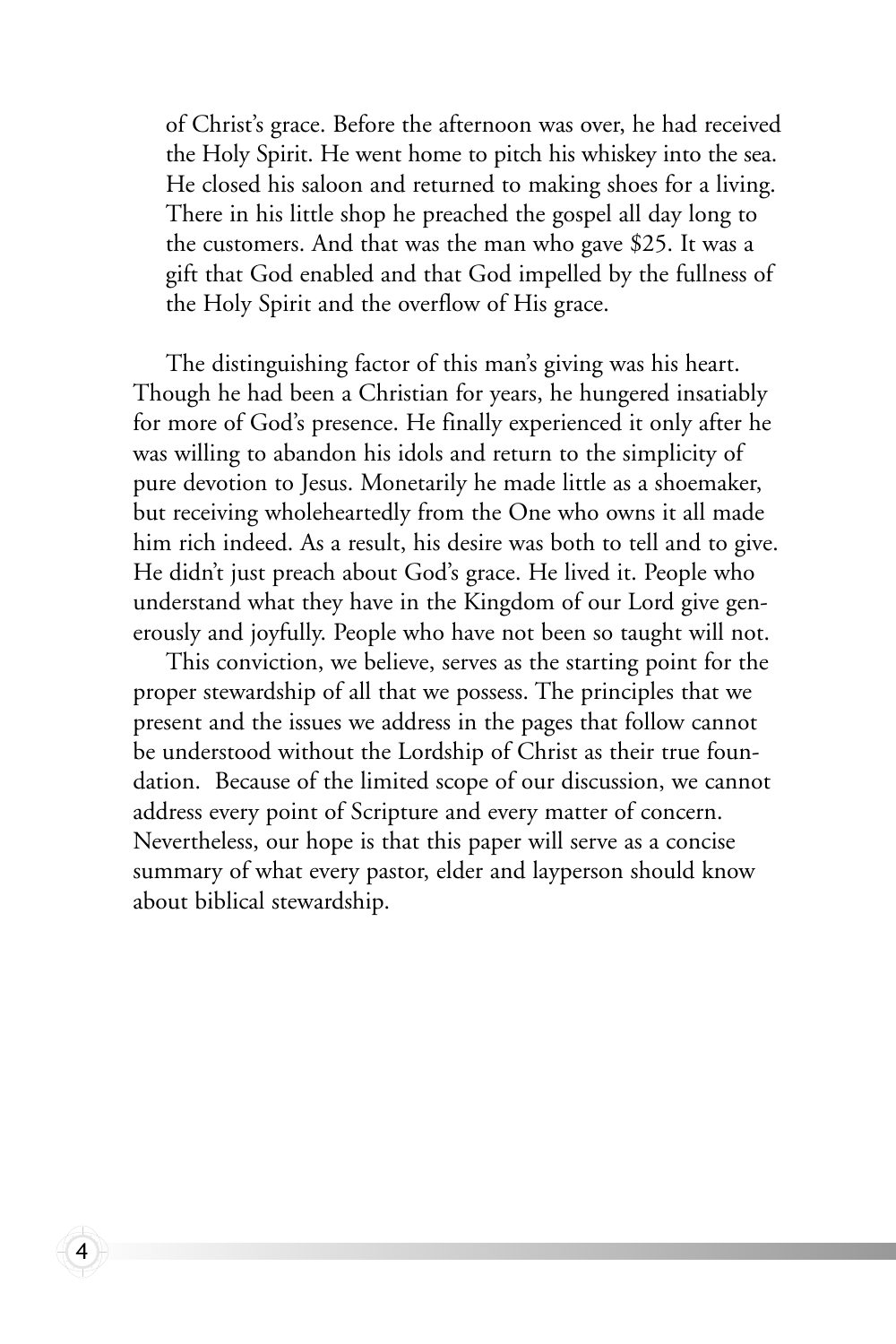of Christ's grace. Before the afternoon was over, he had received the Holy Spirit. He went home to pitch his whiskey into the sea. He closed his saloon and returned to making shoes for a living. There in his little shop he preached the gospel all day long to the customers. And that was the man who gave $25. It was a gift that God enabled and that God impelled by the fullness of the Holy Spirit and the overflow of His grace.

The distinguishing factor of this man's giving was his heart. Though he had been a Christian for years, he hungered insatiably for more of God's presence. He finally experienced it only after he was willing to abandon his idols and return to the simplicity of pure devotion to Jesus. Monetarily he made little as a shoemaker, but receiving wholeheartedly from the One who owns it all made him rich indeed. As a result, his desire was both to tell and to give. He didn't just preach about God's grace. He lived it. People who understand what they have in the Kingdom of our Lord give generously and joyfully. People who have not been so taught will not.

This conviction, we believe, serves as the starting point for the proper stewardship of all that we possess. The principles that we present and the issues we address in the pages that follow cannot be understood without the Lordship of Christ as their true foundation. Because of the limited scope of our discussion, we cannot address every point of Scripture and every matter of concern. Nevertheless, our hope is that this paper will serve as a concise summary of what every pastor, elder and layperson should know about biblical stewardship.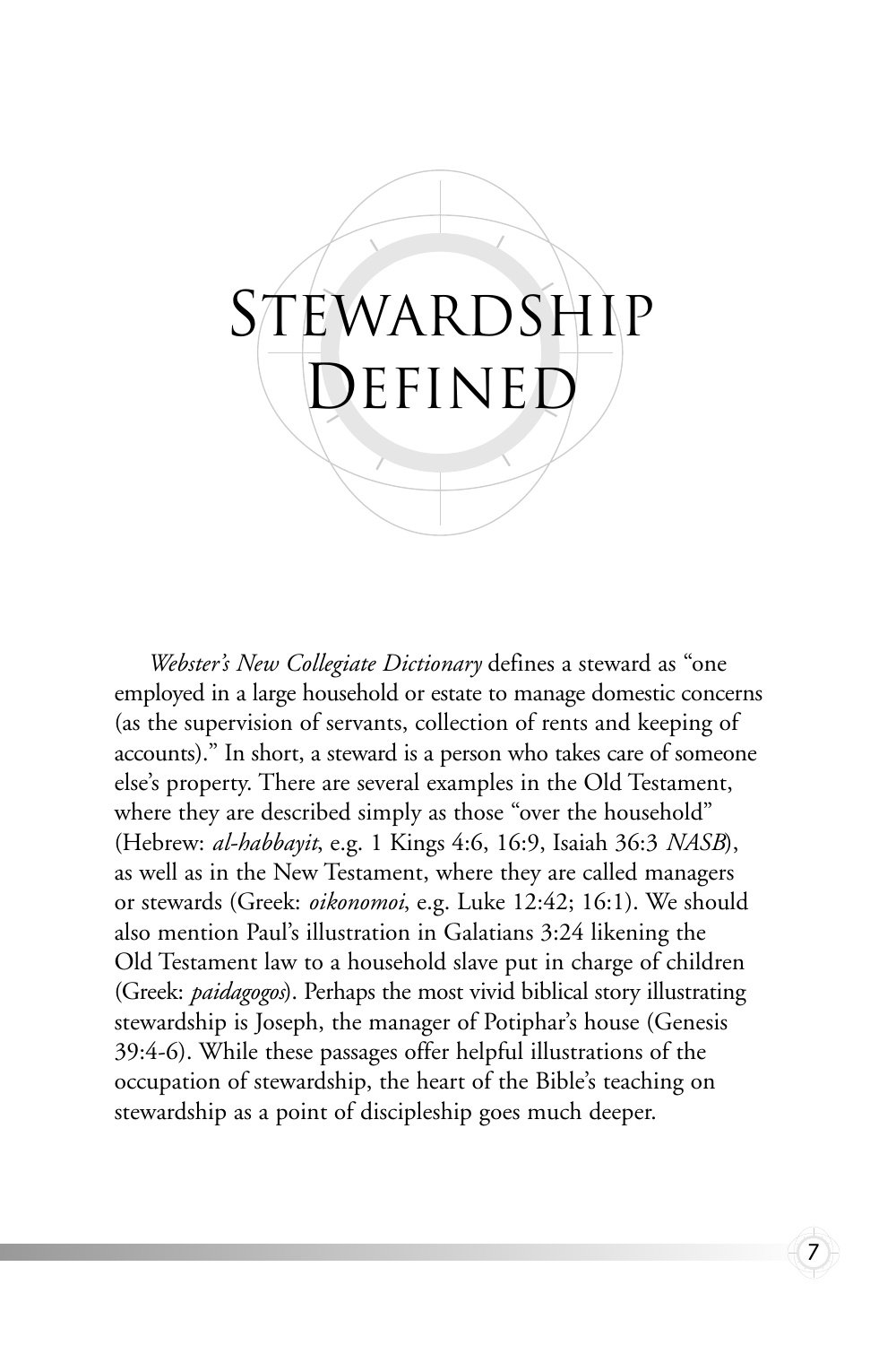# Stewardship Defined

*Webster's New Collegiate Dictionary* defines a steward as "one employed in a large household or estate to manage domestic concerns (as the supervision of servants, collection of rents and keeping of accounts)." In short, a steward is a person who takes care of someone else's property. There are several examples in the Old Testament, where they are described simply as those "over the household" (Hebrew: *al-habbayit*, e.g. 1 Kings 4:6, 16:9, Isaiah 36:3 *NASB*), as well as in the New Testament, where they are called managers or stewards (Greek: *oikonomoi*, e.g. Luke 12:42; 16:1). We should also mention Paul's illustration in Galatians 3:24 likening the Old Testament law to a household slave put in charge of children (Greek: *paidagogos*). Perhaps the most vivid biblical story illustrating stewardship is Joseph, the manager of Potiphar's house (Genesis 39:4-6). While these passages offer helpful illustrations of the occupation of stewardship, the heart of the Bible's teaching on stewardship as a point of discipleship goes much deeper.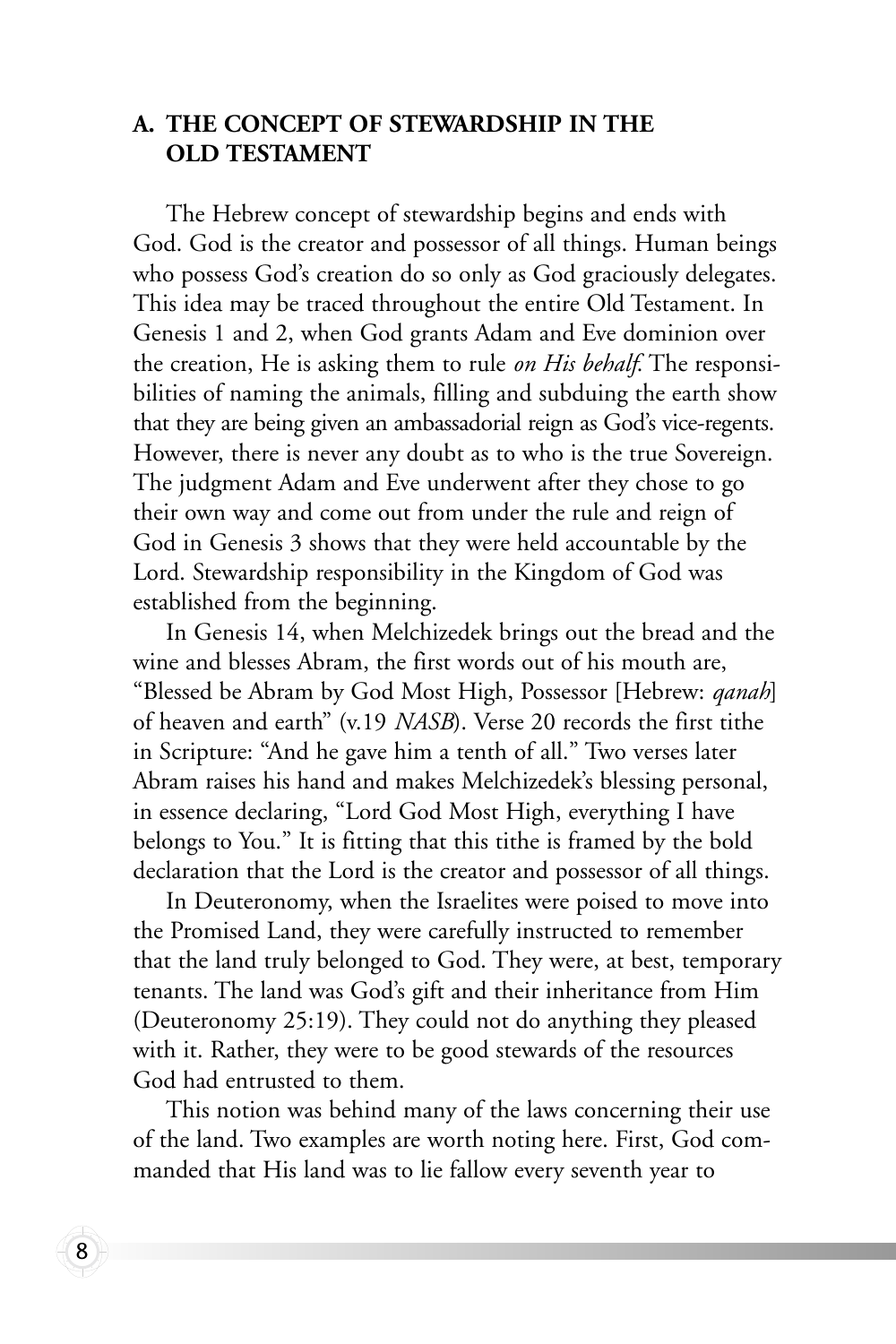## A. THE CONCEPT OF STEWARDSHIP IN THE OLD TESTAMENT

The Hebrew concept of stewardship begins and ends with God. God is the creator and possessor of all things. Human beings who possess God's creation do so only as God graciously delegates. This idea may be traced throughout the entire Old Testament. In Genesis 1 and 2, when God grants Adam and Eve dominion over the creation, He is asking them to rule *on His behalf.* The responsibilities of naming the animals, filling and subduing the earth show that they are being given an ambassadorial reign as God's vice-regents. However, there is never any doubt as to who is the true Sovereign. The judgment Adam and Eve underwent after they chose to go their own way and come out from under the rule and reign of God in Genesis 3 shows that they were held accountable by the Lord. Stewardship responsibility in the Kingdom of God was established from the beginning.

In Genesis 14, when Melchizedek brings out the bread and the wine and blesses Abram, the first words out of his mouth are, "Blessed be Abram by God Most High, Possessor [Hebrew: *qanah*] of heaven and earth" (v.19 *NASB*). Verse 20 records the first tithe in Scripture: "And he gave him a tenth of all." Two verses later Abram raises his hand and makes Melchizedek's blessing personal, in essence declaring, "Lord God Most High, everything I have belongs to You." It is fitting that this tithe is framed by the bold declaration that the Lord is the creator and possessor of all things.

In Deuteronomy, when the Israelites were poised to move into the Promised Land, they were carefully instructed to remember that the land truly belonged to God. They were, at best, temporary tenants. The land was God's gift and their inheritance from Him (Deuteronomy 25:19). They could not do anything they pleased with it. Rather, they were to be good stewards of the resources God had entrusted to them.

This notion was behind many of the laws concerning their use of the land. Two examples are worth noting here. First, God commanded that His land was to lie fallow every seventh year to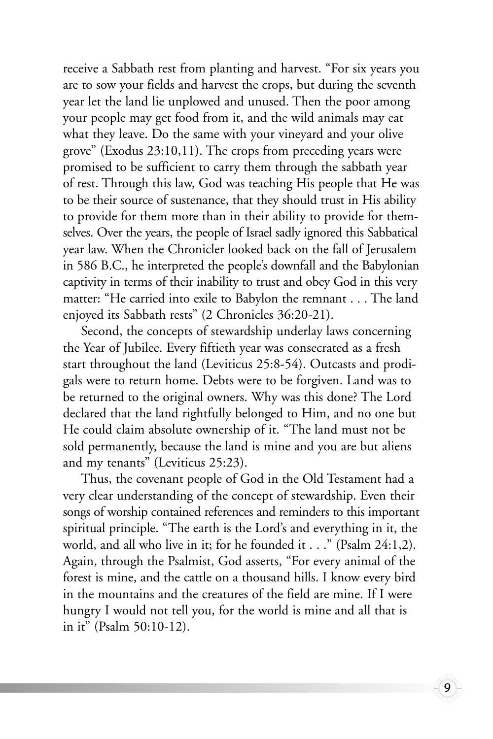receive a Sabbath rest from planting and harvest. "For six years you are to sow your fields and harvest the crops, but during the seventh year let the land lie unplowed and unused. Then the poor among your people may get food from it, and the wild animals may eat what they leave. Do the same with your vineyard and your olive grove" (Exodus 23:10,11). The crops from preceding years were promised to be sufficient to carry them through the sabbath year of rest. Through this law, God was teaching His people that He was to be their source of sustenance, that they should trust in His ability to provide for them more than in their ability to provide for themselves. Over the years, the people of Israel sadly ignored this Sabbatical year law. When the Chronicler looked back on the fall of Jerusalem in 586 B.C., he interpreted the people's downfall and the Babylonian captivity in terms of their inability to trust and obey God in this very matter: "He carried into exile to Babylon the remnant . . . The land enjoyed its Sabbath rests" (2 Chronicles 36:20-21).

Second, the concepts of stewardship underlay laws concerning the Year of Jubilee. Every fiftieth year was consecrated as a fresh start throughout the land (Leviticus 25:8-54). Outcasts and prodigals were to return home. Debts were to be forgiven. Land was to be returned to the original owners. Why was this done? The Lord declared that the land rightfully belonged to Him, and no one but He could claim absolute ownership of it. "The land must not be sold permanently, because the land is mine and you are but aliens and my tenants" (Leviticus 25:23).

Thus, the covenant people of God in the Old Testament had a very clear understanding of the concept of stewardship. Even their songs of worship contained references and reminders to this important spiritual principle. "The earth is the Lord's and everything in it, the world, and all who live in it; for he founded it . . ." (Psalm 24:1,2). Again, through the Psalmist, God asserts, "For every animal of the forest is mine, and the cattle on a thousand hills. I know every bird in the mountains and the creatures of the field are mine. If I were hungry I would not tell you, for the world is mine and all that is in it" (Psalm 50:10-12).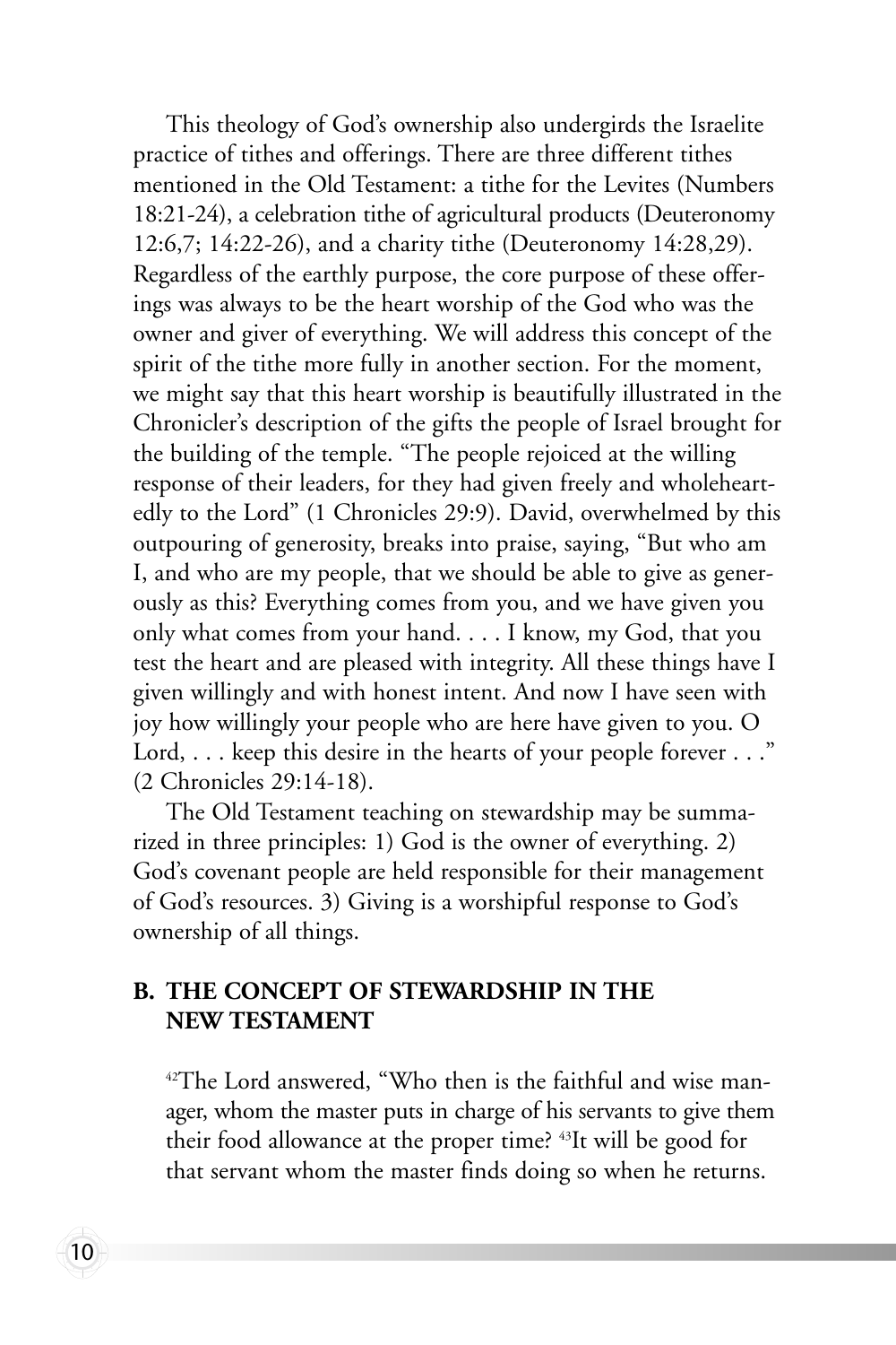This theology of God's ownership also undergirds the Israelite practice of tithes and offerings. There are three different tithes mentioned in the Old Testament: a tithe for the Levites (Numbers 18:21-24), a celebration tithe of agricultural products (Deuteronomy 12:6,7; 14:22-26), and a charity tithe (Deuteronomy 14:28,29). Regardless of the earthly purpose, the core purpose of these offerings was always to be the heart worship of the God who was the owner and giver of everything. We will address this concept of the spirit of the tithe more fully in another section. For the moment, we might say that this heart worship is beautifully illustrated in the Chronicler's description of the gifts the people of Israel brought for the building of the temple. "The people rejoiced at the willing response of their leaders, for they had given freely and wholeheartedly to the Lord" (1 Chronicles 29:9). David, overwhelmed by this outpouring of generosity, breaks into praise, saying, "But who am I, and who are my people, that we should be able to give as generously as this? Everything comes from you, and we have given you only what comes from your hand. . . . I know, my God, that you test the heart and are pleased with integrity. All these things have I given willingly and with honest intent. And now I have seen with joy how willingly your people who are here have given to you. O Lord, . . . keep this desire in the hearts of your people forever . . ." (2 Chronicles 29:14-18).

The Old Testament teaching on stewardship may be summarized in three principles: 1) God is the owner of everything. 2) God's covenant people are held responsible for their management of God's resources. 3) Giving is a worshipful response to God's ownership of all things.

## B. THE CONCEPT OF STEWARDSHIP IN THE NEW TESTAMENT

> [42]The Lord answered, "Who then is the faithful and wise manager, whom the master puts in charge of his servants to give them their food allowance at the proper time? [43]It will be good for that servant whom the master finds doing so when he returns.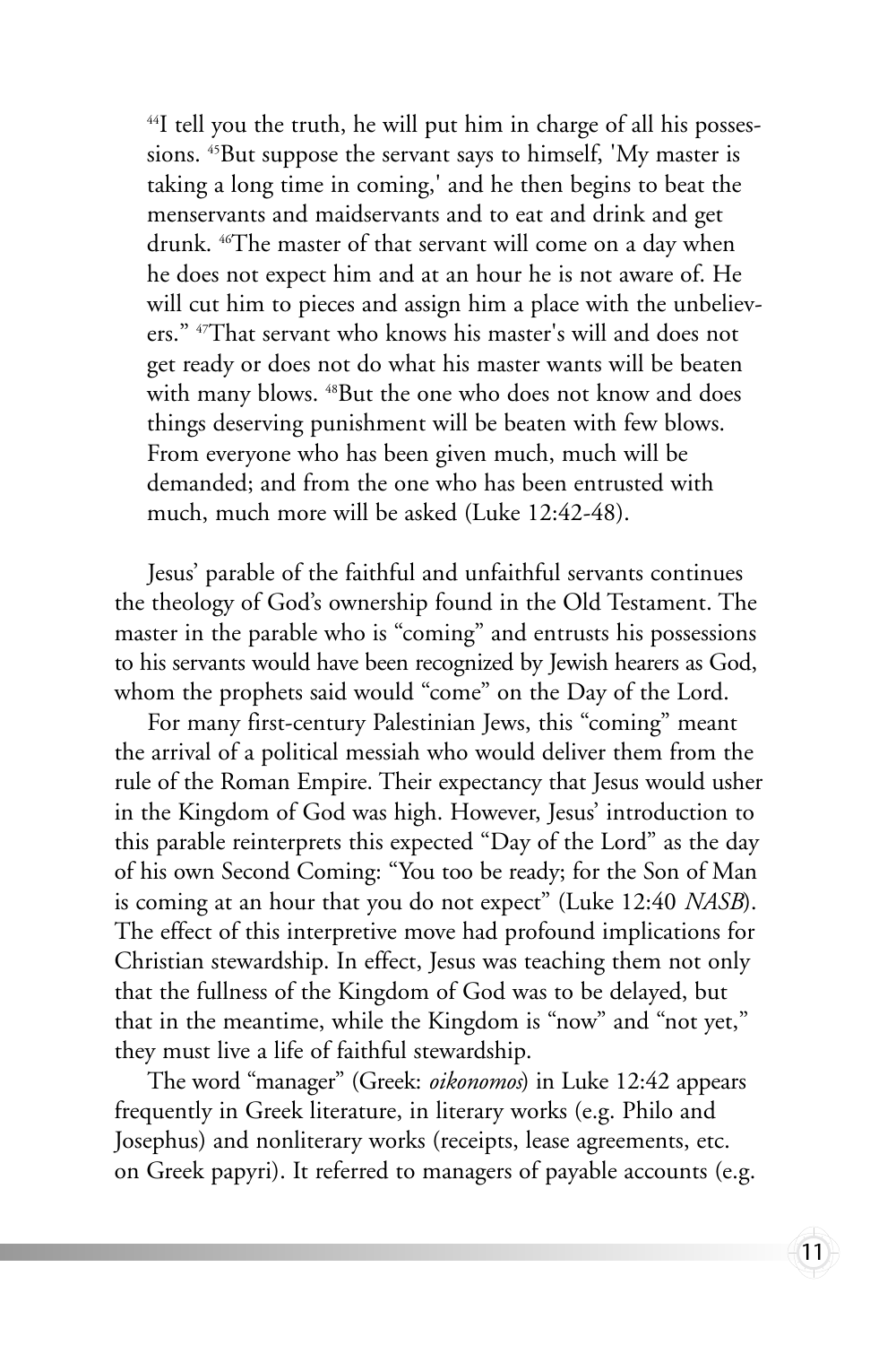[44]I tell you the truth, he will put him in charge of all his possessions. [45]But suppose the servant says to himself, 'My master is taking a long time in coming,' and he then begins to beat the menservants and maidservants and to eat and drink and get drunk. [46]The master of that servant will come on a day when he does not expect him and at an hour he is not aware of. He will cut him to pieces and assign him a place with the unbelievers." [47]That servant who knows his master's will and does not get ready or does not do what his master wants will be beaten with many blows. [48]But the one who does not know and does things deserving punishment will be beaten with few blows. From everyone who has been given much, much will be demanded; and from the one who has been entrusted with much, much more will be asked (Luke 12:42-48).

Jesus' parable of the faithful and unfaithful servants continues the theology of God's ownership found in the Old Testament. The master in the parable who is "coming" and entrusts his possessions to his servants would have been recognized by Jewish hearers as God, whom the prophets said would "come" on the Day of the Lord.

For many first-century Palestinian Jews, this "coming" meant the arrival of a political messiah who would deliver them from the rule of the Roman Empire. Their expectancy that Jesus would usher in the Kingdom of God was high. However, Jesus' introduction to this parable reinterprets this expected "Day of the Lord" as the day of his own Second Coming: "You too be ready; for the Son of Man is coming at an hour that you do not expect" (Luke 12:40 *NASB*). The effect of this interpretive move had profound implications for Christian stewardship. In effect, Jesus was teaching them not only that the fullness of the Kingdom of God was to be delayed, but that in the meantime, while the Kingdom is "now" and "not yet," they must live a life of faithful stewardship.

The word "manager" (Greek: *oikonomos*) in Luke 12:42 appears frequently in Greek literature, in literary works (e.g. Philo and Josephus) and nonliterary works (receipts, lease agreements, etc. on Greek papyri). It referred to managers of payable accounts (e.g.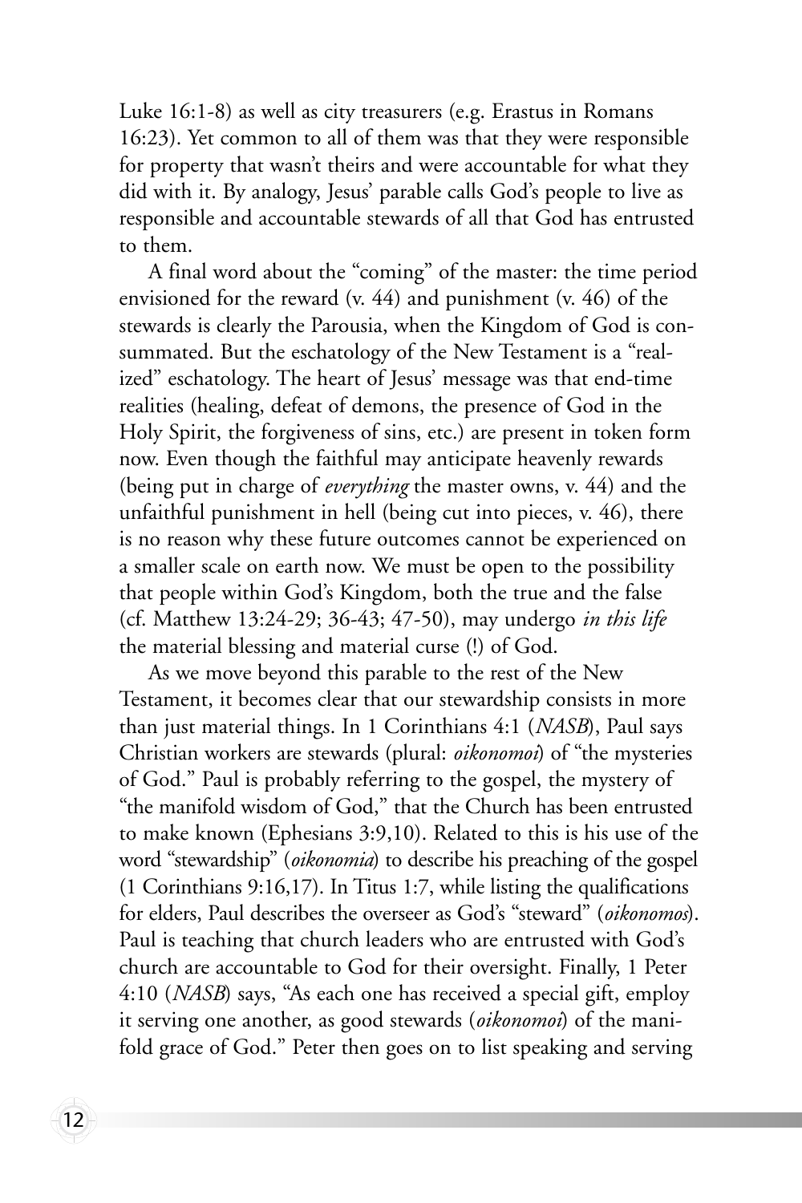Luke 16:1-8) as well as city treasurers (e.g. Erastus in Romans 16:23). Yet common to all of them was that they were responsible for property that wasn't theirs and were accountable for what they did with it. By analogy, Jesus' parable calls God's people to live as responsible and accountable stewards of all that God has entrusted to them.

A final word about the "coming" of the master: the time period envisioned for the reward (v. 44) and punishment (v. 46) of the stewards is clearly the Parousia, when the Kingdom of God is consummated. But the eschatology of the New Testament is a "realized" eschatology. The heart of Jesus' message was that end-time realities (healing, defeat of demons, the presence of God in the Holy Spirit, the forgiveness of sins, etc.) are present in token form now. Even though the faithful may anticipate heavenly rewards (being put in charge of *everything* the master owns, v. 44) and the unfaithful punishment in hell (being cut into pieces, v. 46), there is no reason why these future outcomes cannot be experienced on a smaller scale on earth now. We must be open to the possibility that people within God's Kingdom, both the true and the false (cf. Matthew 13:24-29; 36-43; 47-50), may undergo *in this life* the material blessing and material curse (!) of God.

As we move beyond this parable to the rest of the New Testament, it becomes clear that our stewardship consists in more than just material things. In 1 Corinthians 4:1 (*NASB*), Paul says Christian workers are stewards (plural: *oikonomoi*) of "the mysteries of God." Paul is probably referring to the gospel, the mystery of "the manifold wisdom of God," that the Church has been entrusted to make known (Ephesians 3:9,10). Related to this is his use of the word "stewardship" (*oikonomia*) to describe his preaching of the gospel (1 Corinthians 9:16,17). In Titus 1:7, while listing the qualifications for elders, Paul describes the overseer as God's "steward" (*oikonomos*). Paul is teaching that church leaders who are entrusted with God's church are accountable to God for their oversight. Finally, 1 Peter 4:10 (*NASB*) says, "As each one has received a special gift, employ it serving one another, as good stewards (*oikonomoi*) of the manifold grace of God." Peter then goes on to list speaking and serving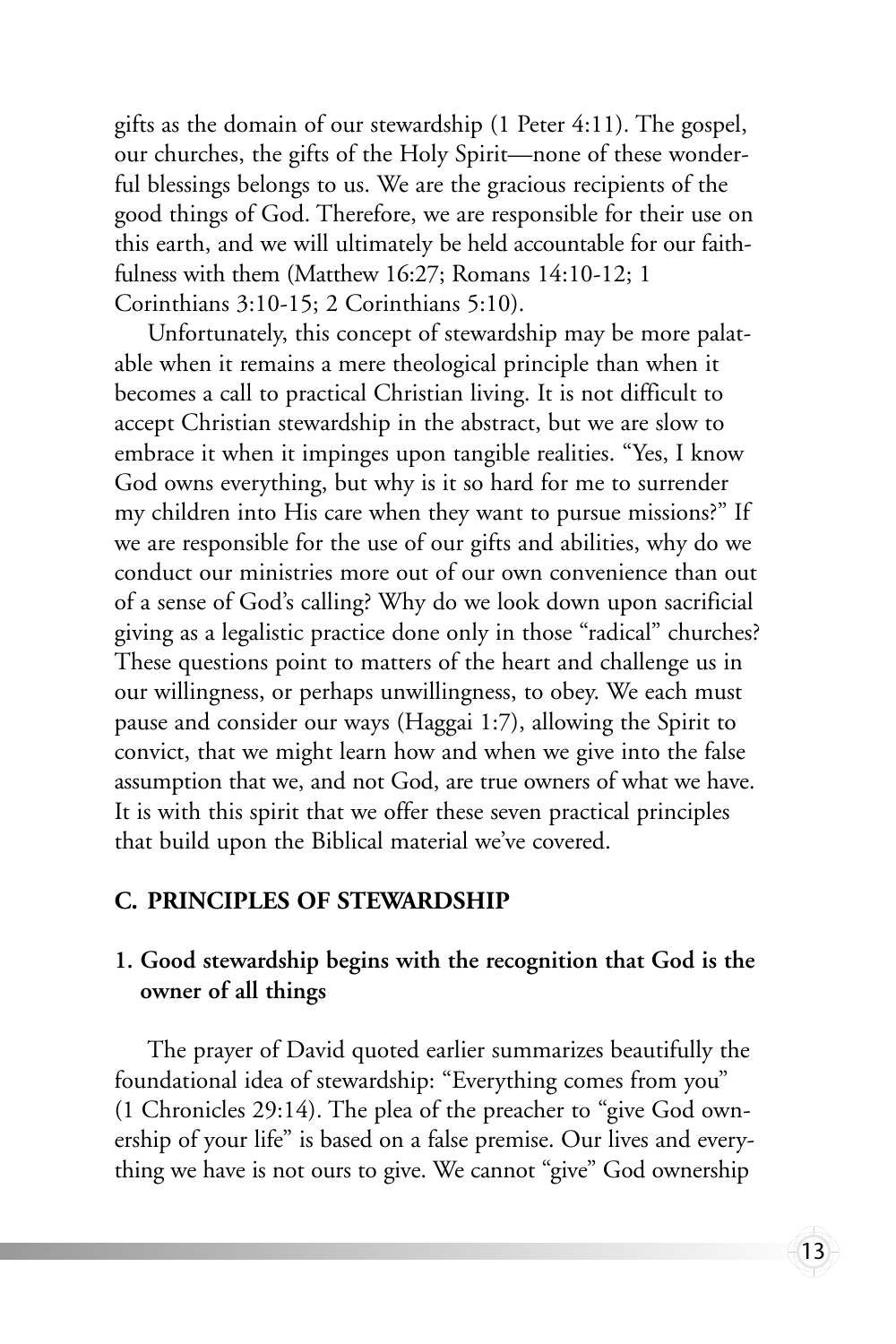gifts as the domain of our stewardship (1 Peter 4:11). The gospel, our churches, the gifts of the Holy Spirit—none of these wonderful blessings belongs to us. We are the gracious recipients of the good things of God. Therefore, we are responsible for their use on this earth, and we will ultimately be held accountable for our faithfulness with them (Matthew 16:27; Romans 14:10-12; 1 Corinthians 3:10-15; 2 Corinthians 5:10).

Unfortunately, this concept of stewardship may be more palatable when it remains a mere theological principle than when it becomes a call to practical Christian living. It is not difficult to accept Christian stewardship in the abstract, but we are slow to embrace it when it impinges upon tangible realities. "Yes, I know God owns everything, but why is it so hard for me to surrender my children into His care when they want to pursue missions?" If we are responsible for the use of our gifts and abilities, why do we conduct our ministries more out of our own convenience than out of a sense of God's calling? Why do we look down upon sacrificial giving as a legalistic practice done only in those "radical" churches? These questions point to matters of the heart and challenge us in our willingness, or perhaps unwillingness, to obey. We each must pause and consider our ways (Haggai 1:7), allowing the Spirit to convict, that we might learn how and when we give into the false assumption that we, and not God, are true owners of what we have. It is with this spirit that we offer these seven practical principles that build upon the Biblical material we've covered.

## C. PRINCIPLES OF STEWARDSHIP

### 1. Good stewardship begins with the recognition that God is the owner of all things

The prayer of David quoted earlier summarizes beautifully the foundational idea of stewardship: "Everything comes from you" (1 Chronicles 29:14). The plea of the preacher to "give God ownership of your life" is based on a false premise. Our lives and everything we have is not ours to give. We cannot "give" God ownership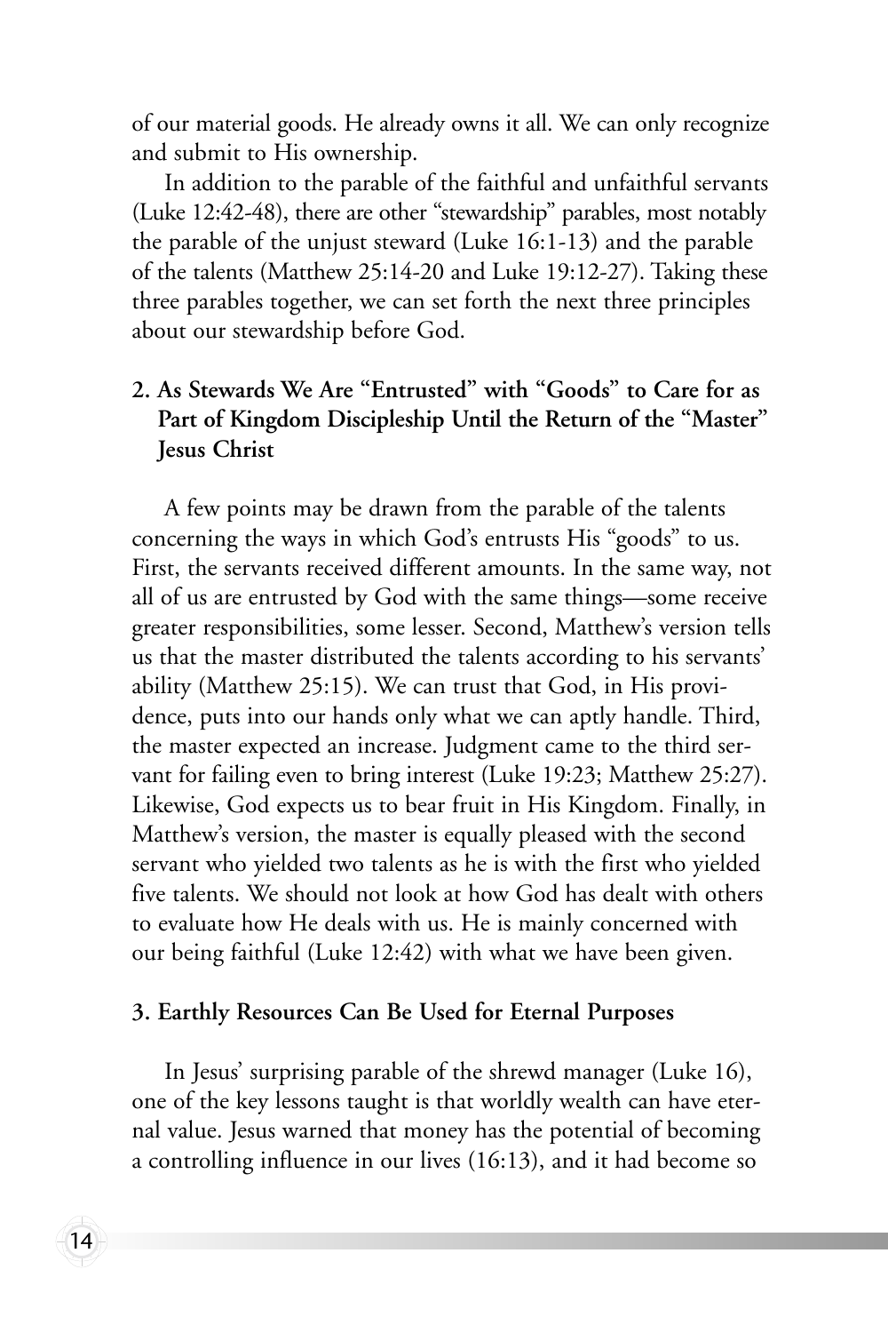of our material goods. He already owns it all. We can only recognize and submit to His ownership.

In addition to the parable of the faithful and unfaithful servants (Luke 12:42-48), there are other "stewardship" parables, most notably the parable of the unjust steward (Luke 16:1-13) and the parable of the talents (Matthew 25:14-20 and Luke 19:12-27). Taking these three parables together, we can set forth the next three principles about our stewardship before God.

### 2. As Stewards We Are "Entrusted" with "Goods" to Care for as Part of Kingdom Discipleship Until the Return of the "Master" Jesus Christ

A few points may be drawn from the parable of the talents concerning the ways in which God's entrusts His "goods" to us. First, the servants received different amounts. In the same way, not all of us are entrusted by God with the same things—some receive greater responsibilities, some lesser. Second, Matthew's version tells us that the master distributed the talents according to his servants' ability (Matthew 25:15). We can trust that God, in His providence, puts into our hands only what we can aptly handle. Third, the master expected an increase. Judgment came to the third servant for failing even to bring interest (Luke 19:23; Matthew 25:27). Likewise, God expects us to bear fruit in His Kingdom. Finally, in Matthew's version, the master is equally pleased with the second servant who yielded two talents as he is with the first who yielded five talents. We should not look at how God has dealt with others to evaluate how He deals with us. He is mainly concerned with our being faithful (Luke 12:42) with what we have been given.

### 3. Earthly Resources Can Be Used for Eternal Purposes

In Jesus' surprising parable of the shrewd manager (Luke 16), one of the key lessons taught is that worldly wealth can have eternal value. Jesus warned that money has the potential of becoming a controlling influence in our lives (16:13), and it had become so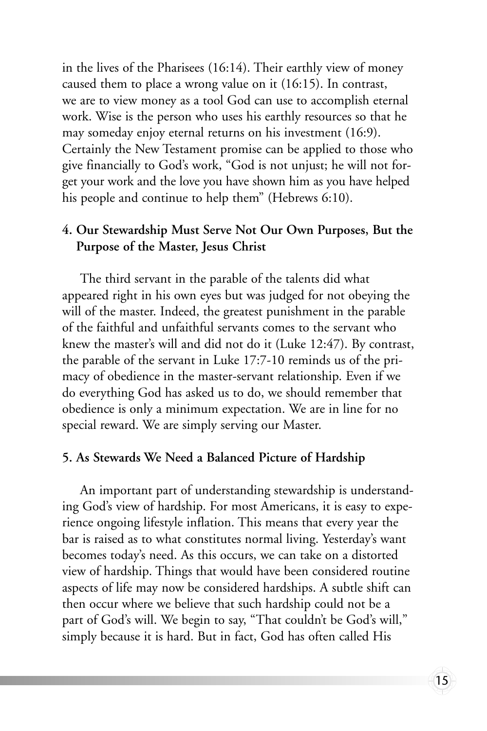in the lives of the Pharisees (16:14). Their earthly view of money caused them to place a wrong value on it (16:15). In contrast, we are to view money as a tool God can use to accomplish eternal work. Wise is the person who uses his earthly resources so that he may someday enjoy eternal returns on his investment (16:9). Certainly the New Testament promise can be applied to those who give financially to God's work, "God is not unjust; he will not forget your work and the love you have shown him as you have helped his people and continue to help them" (Hebrews 6:10).

### 4. Our Stewardship Must Serve Not Our Own Purposes, But the Purpose of the Master, Jesus Christ

The third servant in the parable of the talents did what appeared right in his own eyes but was judged for not obeying the will of the master. Indeed, the greatest punishment in the parable of the faithful and unfaithful servants comes to the servant who knew the master's will and did not do it (Luke 12:47). By contrast, the parable of the servant in Luke 17:7-10 reminds us of the primacy of obedience in the master-servant relationship. Even if we do everything God has asked us to do, we should remember that obedience is only a minimum expectation. We are in line for no special reward. We are simply serving our Master.

### 5. As Stewards We Need a Balanced Picture of Hardship

An important part of understanding stewardship is understanding God's view of hardship. For most Americans, it is easy to experience ongoing lifestyle inflation. This means that every year the bar is raised as to what constitutes normal living. Yesterday's want becomes today's need. As this occurs, we can take on a distorted view of hardship. Things that would have been considered routine aspects of life may now be considered hardships. A subtle shift can then occur where we believe that such hardship could not be a part of God's will. We begin to say, "That couldn't be God's will," simply because it is hard. But in fact, God has often called His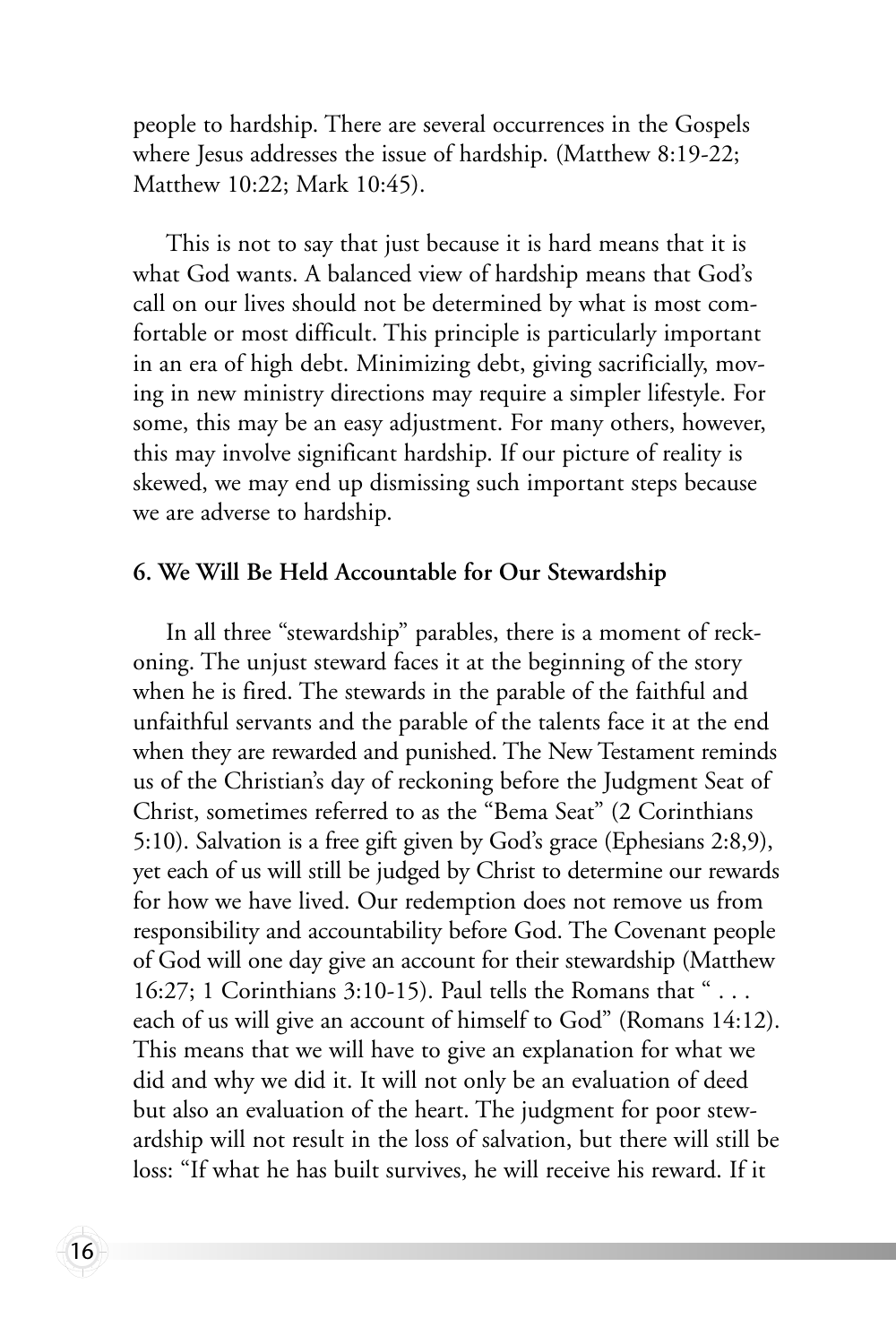people to hardship. There are several occurrences in the Gospels where Jesus addresses the issue of hardship. (Matthew 8:19-22; Matthew 10:22; Mark 10:45).

This is not to say that just because it is hard means that it is what God wants. A balanced view of hardship means that God's call on our lives should not be determined by what is most comfortable or most difficult. This principle is particularly important in an era of high debt. Minimizing debt, giving sacrificially, moving in new ministry directions may require a simpler lifestyle. For some, this may be an easy adjustment. For many others, however, this may involve significant hardship. If our picture of reality is skewed, we may end up dismissing such important steps because we are adverse to hardship.

**6. We Will Be Held Accountable for Our Stewardship**

In all three "stewardship" parables, there is a moment of reckoning. The unjust steward faces it at the beginning of the story when he is fired. The stewards in the parable of the faithful and unfaithful servants and the parable of the talents face it at the end when they are rewarded and punished. The New Testament reminds us of the Christian's day of reckoning before the Judgment Seat of Christ, sometimes referred to as the "Bema Seat" (2 Corinthians 5:10). Salvation is a free gift given by God's grace (Ephesians 2:8,9), yet each of us will still be judged by Christ to determine our rewards for how we have lived. Our redemption does not remove us from responsibility and accountability before God. The Covenant people of God will one day give an account for their stewardship (Matthew 16:27; 1 Corinthians 3:10-15). Paul tells the Romans that " . . . each of us will give an account of himself to God" (Romans 14:12). This means that we will have to give an explanation for what we did and why we did it. It will not only be an evaluation of deed but also an evaluation of the heart. The judgment for poor stewardship will not result in the loss of salvation, but there will still be loss: "If what he has built survives, he will receive his reward. If it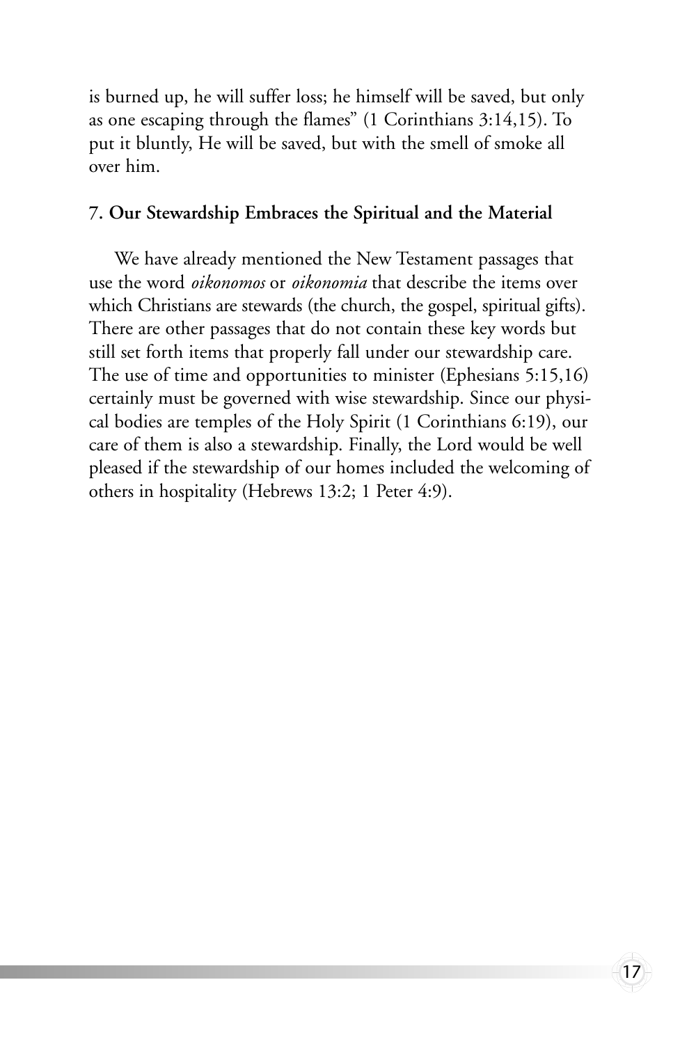is burned up, he will suffer loss; he himself will be saved, but only as one escaping through the flames" (1 Corinthians 3:14,15). To put it bluntly, He will be saved, but with the smell of smoke all over him.

### 7. Our Stewardship Embraces the Spiritual and the Material

We have already mentioned the New Testament passages that use the word *oikonomos* or *oikonomia* that describe the items over which Christians are stewards (the church, the gospel, spiritual gifts). There are other passages that do not contain these key words but still set forth items that properly fall under our stewardship care. The use of time and opportunities to minister (Ephesians 5:15,16) certainly must be governed with wise stewardship. Since our physical bodies are temples of the Holy Spirit (1 Corinthians 6:19), our care of them is also a stewardship. Finally, the Lord would be well pleased if the stewardship of our homes included the welcoming of others in hospitality (Hebrews 13:2; 1 Peter 4:9).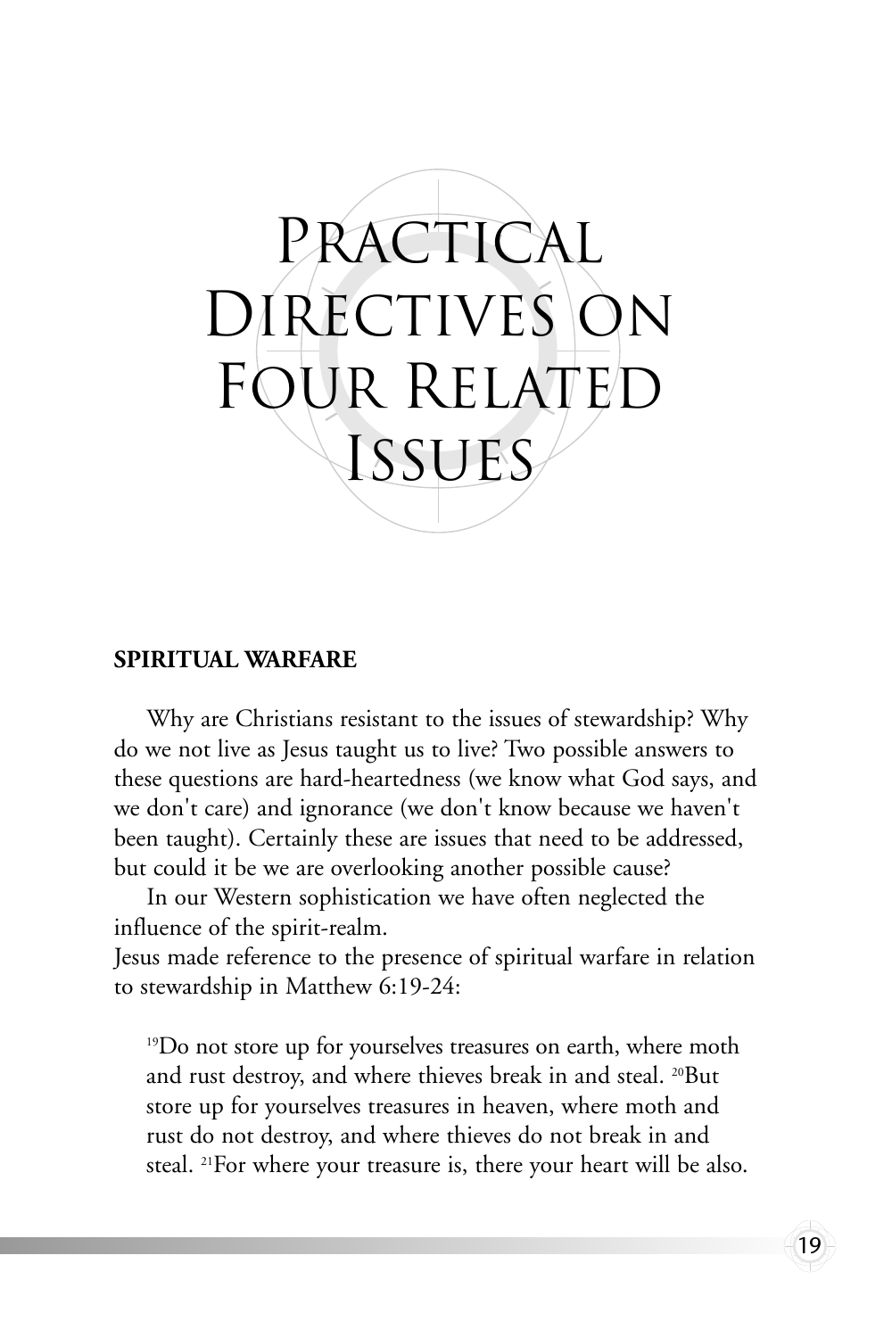# Practical Directives on Four Related Issues

**SPIRITUAL WARFARE**

Why are Christians resistant to the issues of stewardship? Why do we not live as Jesus taught us to live? Two possible answers to these questions are hard-heartedness (we know what God says, and we don't care) and ignorance (we don't know because we haven't been taught). Certainly these are issues that need to be addressed, but could it be we are overlooking another possible cause?

In our Western sophistication we have often neglected the influence of the spirit-realm.
Jesus made reference to the presence of spiritual warfare in relation to stewardship in Matthew 6:19-24:

> [19]Do not store up for yourselves treasures on earth, where moth and rust destroy, and where thieves break in and steal. [20]But store up for yourselves treasures in heaven, where moth and rust do not destroy, and where thieves do not break in and steal. [21]For where your treasure is, there your heart will be also.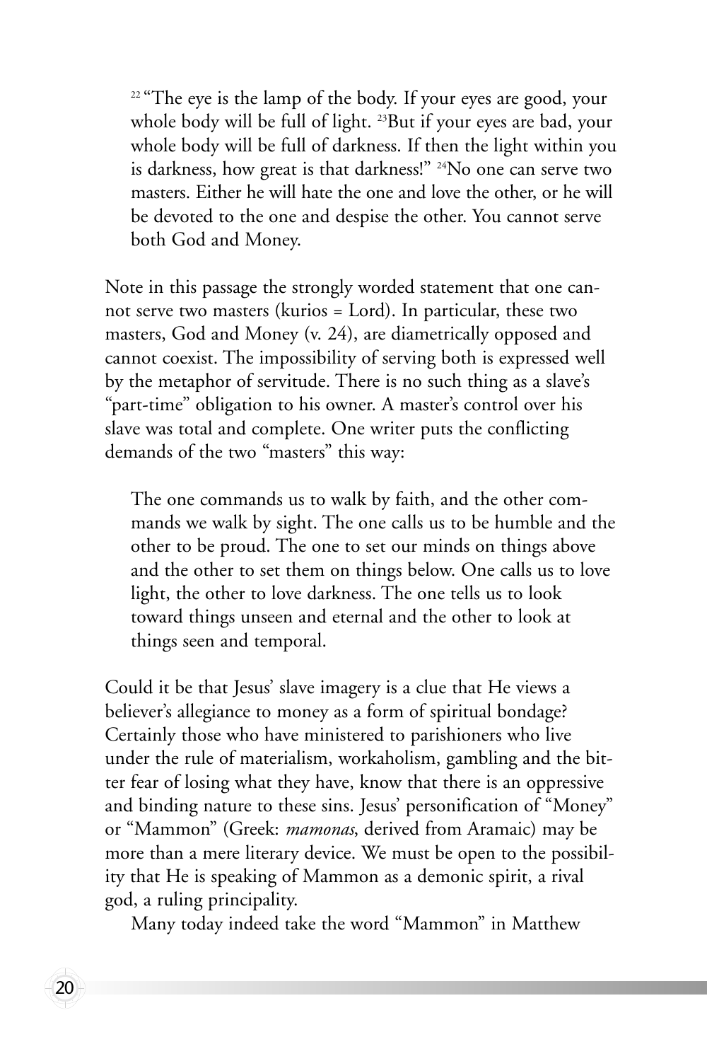> [22] "The eye is the lamp of the body. If your eyes are good, your whole body will be full of light. [23]But if your eyes are bad, your whole body will be full of darkness. If then the light within you is darkness, how great is that darkness!" [24]No one can serve two masters. Either he will hate the one and love the other, or he will be devoted to the one and despise the other. You cannot serve both God and Money.

Note in this passage the strongly worded statement that one cannot serve two masters (kurios = Lord). In particular, these two masters, God and Money (v. 24), are diametrically opposed and cannot coexist. The impossibility of serving both is expressed well by the metaphor of servitude. There is no such thing as a slave's "part-time" obligation to his owner. A master's control over his slave was total and complete. One writer puts the conflicting demands of the two "masters" this way:

> The one commands us to walk by faith, and the other commands we walk by sight. The one calls us to be humble and the other to be proud. The one to set our minds on things above and the other to set them on things below. One calls us to love light, the other to love darkness. The one tells us to look toward things unseen and eternal and the other to look at things seen and temporal.

Could it be that Jesus' slave imagery is a clue that He views a believer's allegiance to money as a form of spiritual bondage? Certainly those who have ministered to parishioners who live under the rule of materialism, workaholism, gambling and the bitter fear of losing what they have, know that there is an oppressive and binding nature to these sins. Jesus' personification of "Money" or "Mammon" (Greek: *mamonas*, derived from Aramaic) may be more than a mere literary device. We must be open to the possibility that He is speaking of Mammon as a demonic spirit, a rival god, a ruling principality.

Many today indeed take the word "Mammon" in Matthew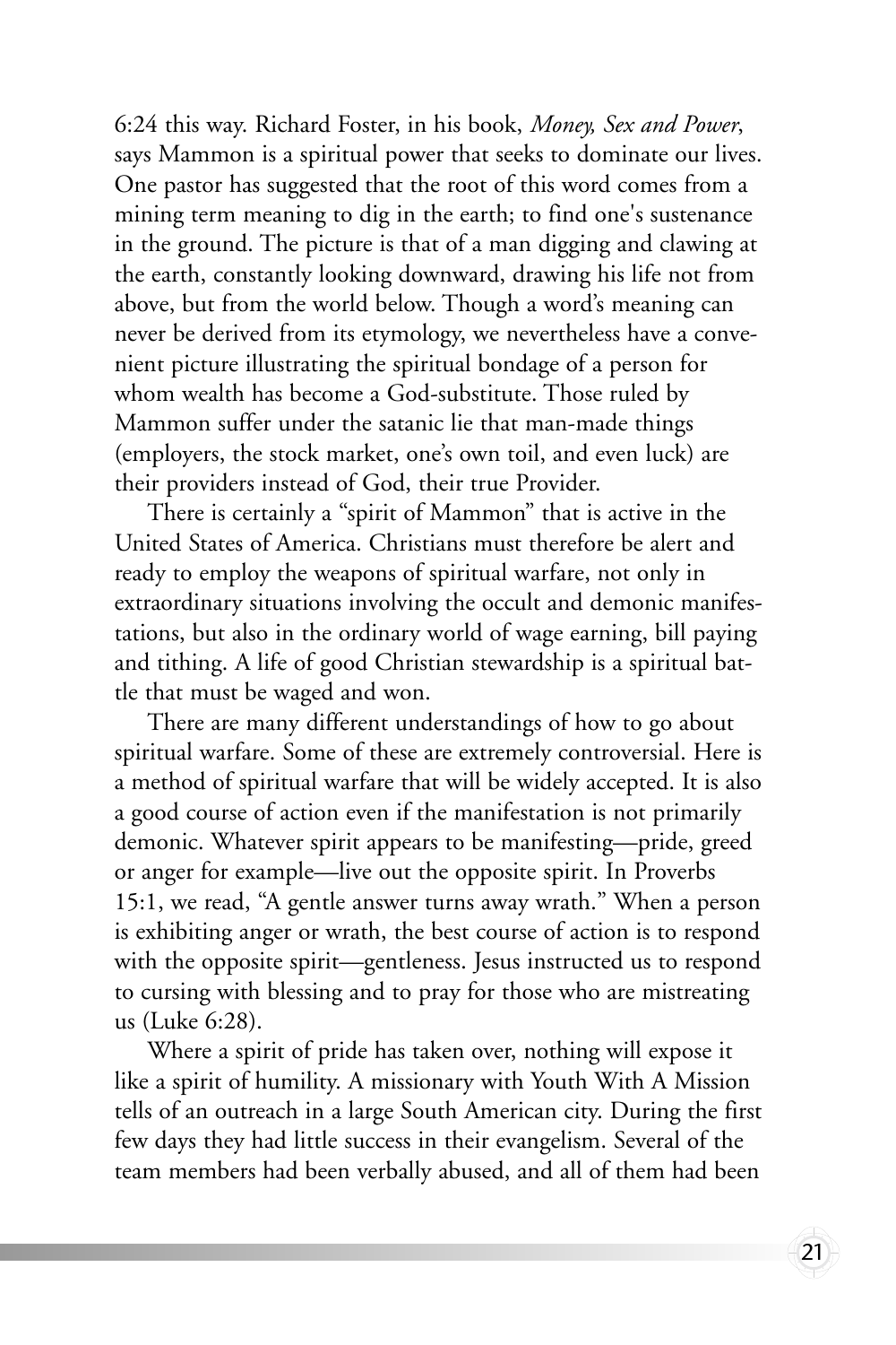6:24 this way. Richard Foster, in his book, *Money, Sex and Power*, says Mammon is a spiritual power that seeks to dominate our lives. One pastor has suggested that the root of this word comes from a mining term meaning to dig in the earth; to find one's sustenance in the ground. The picture is that of a man digging and clawing at the earth, constantly looking downward, drawing his life not from above, but from the world below. Though a word's meaning can never be derived from its etymology, we nevertheless have a convenient picture illustrating the spiritual bondage of a person for whom wealth has become a God-substitute. Those ruled by Mammon suffer under the satanic lie that man-made things (employers, the stock market, one's own toil, and even luck) are their providers instead of God, their true Provider.

There is certainly a "spirit of Mammon" that is active in the United States of America. Christians must therefore be alert and ready to employ the weapons of spiritual warfare, not only in extraordinary situations involving the occult and demonic manifestations, but also in the ordinary world of wage earning, bill paying and tithing. A life of good Christian stewardship is a spiritual battle that must be waged and won.

There are many different understandings of how to go about spiritual warfare. Some of these are extremely controversial. Here is a method of spiritual warfare that will be widely accepted. It is also a good course of action even if the manifestation is not primarily demonic. Whatever spirit appears to be manifesting—pride, greed or anger for example—live out the opposite spirit. In Proverbs 15:1, we read, "A gentle answer turns away wrath." When a person is exhibiting anger or wrath, the best course of action is to respond with the opposite spirit—gentleness. Jesus instructed us to respond to cursing with blessing and to pray for those who are mistreating us (Luke 6:28).

Where a spirit of pride has taken over, nothing will expose it like a spirit of humility. A missionary with Youth With A Mission tells of an outreach in a large South American city. During the first few days they had little success in their evangelism. Several of the team members had been verbally abused, and all of them had been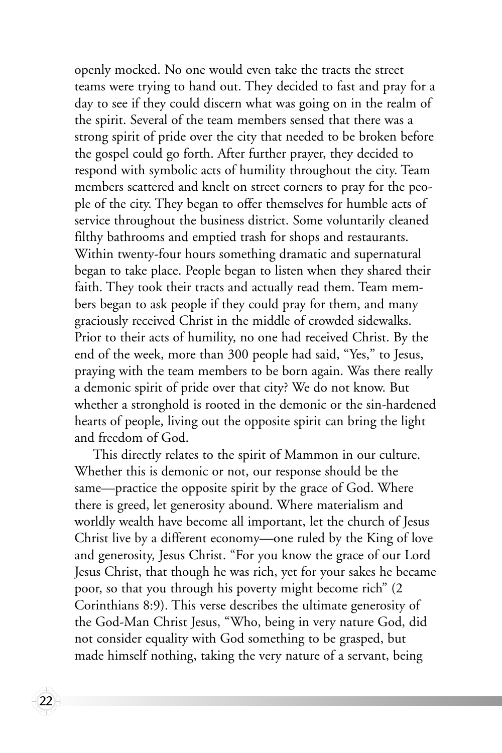openly mocked. No one would even take the tracts the street teams were trying to hand out. They decided to fast and pray for a day to see if they could discern what was going on in the realm of the spirit. Several of the team members sensed that there was a strong spirit of pride over the city that needed to be broken before the gospel could go forth. After further prayer, they decided to respond with symbolic acts of humility throughout the city. Team members scattered and knelt on street corners to pray for the people of the city. They began to offer themselves for humble acts of service throughout the business district. Some voluntarily cleaned filthy bathrooms and emptied trash for shops and restaurants. Within twenty-four hours something dramatic and supernatural began to take place. People began to listen when they shared their faith. They took their tracts and actually read them. Team members began to ask people if they could pray for them, and many graciously received Christ in the middle of crowded sidewalks. Prior to their acts of humility, no one had received Christ. By the end of the week, more than 300 people had said, "Yes," to Jesus, praying with the team members to be born again. Was there really a demonic spirit of pride over that city? We do not know. But whether a stronghold is rooted in the demonic or the sin-hardened hearts of people, living out the opposite spirit can bring the light and freedom of God.

This directly relates to the spirit of Mammon in our culture. Whether this is demonic or not, our response should be the same—practice the opposite spirit by the grace of God. Where there is greed, let generosity abound. Where materialism and worldly wealth have become all important, let the church of Jesus Christ live by a different economy—one ruled by the King of love and generosity, Jesus Christ. "For you know the grace of our Lord Jesus Christ, that though he was rich, yet for your sakes he became poor, so that you through his poverty might become rich" (2 Corinthians 8:9). This verse describes the ultimate generosity of the God-Man Christ Jesus, "Who, being in very nature God, did not consider equality with God something to be grasped, but made himself nothing, taking the very nature of a servant, being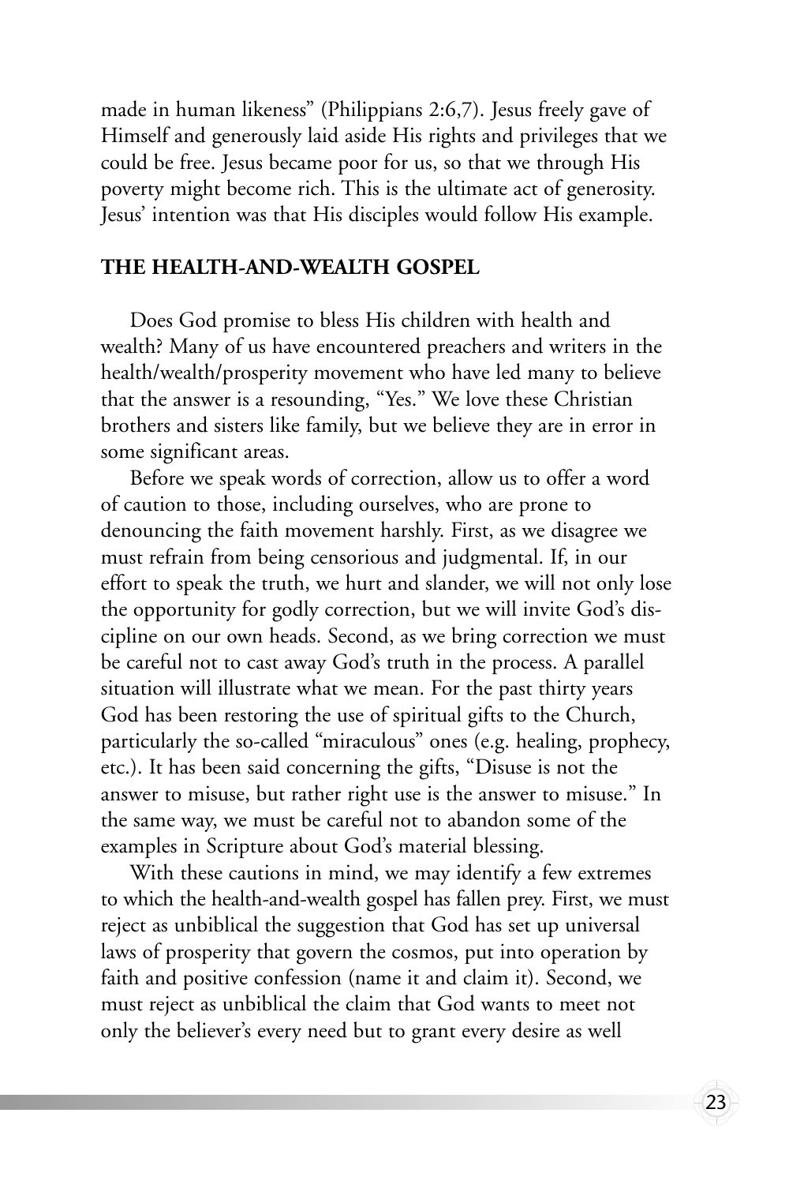made in human likeness" (Philippians 2:6,7). Jesus freely gave of Himself and generously laid aside His rights and privileges that we could be free. Jesus became poor for us, so that we through His poverty might become rich. This is the ultimate act of generosity. Jesus' intention was that His disciples would follow His example.

## THE HEALTH-AND-WEALTH GOSPEL

Does God promise to bless His children with health and wealth? Many of us have encountered preachers and writers in the health/wealth/prosperity movement who have led many to believe that the answer is a resounding, "Yes." We love these Christian brothers and sisters like family, but we believe they are in error in some significant areas.

Before we speak words of correction, allow us to offer a word of caution to those, including ourselves, who are prone to denouncing the faith movement harshly. First, as we disagree we must refrain from being censorious and judgmental. If, in our effort to speak the truth, we hurt and slander, we will not only lose the opportunity for godly correction, but we will invite God's discipline on our own heads. Second, as we bring correction we must be careful not to cast away God's truth in the process. A parallel situation will illustrate what we mean. For the past thirty years God has been restoring the use of spiritual gifts to the Church, particularly the so-called "miraculous" ones (e.g. healing, prophecy, etc.). It has been said concerning the gifts, "Disuse is not the answer to misuse, but rather right use is the answer to misuse." In the same way, we must be careful not to abandon some of the examples in Scripture about God's material blessing.

With these cautions in mind, we may identify a few extremes to which the health-and-wealth gospel has fallen prey. First, we must reject as unbiblical the suggestion that God has set up universal laws of prosperity that govern the cosmos, put into operation by faith and positive confession (name it and claim it). Second, we must reject as unbiblical the claim that God wants to meet not only the believer's every need but to grant every desire as well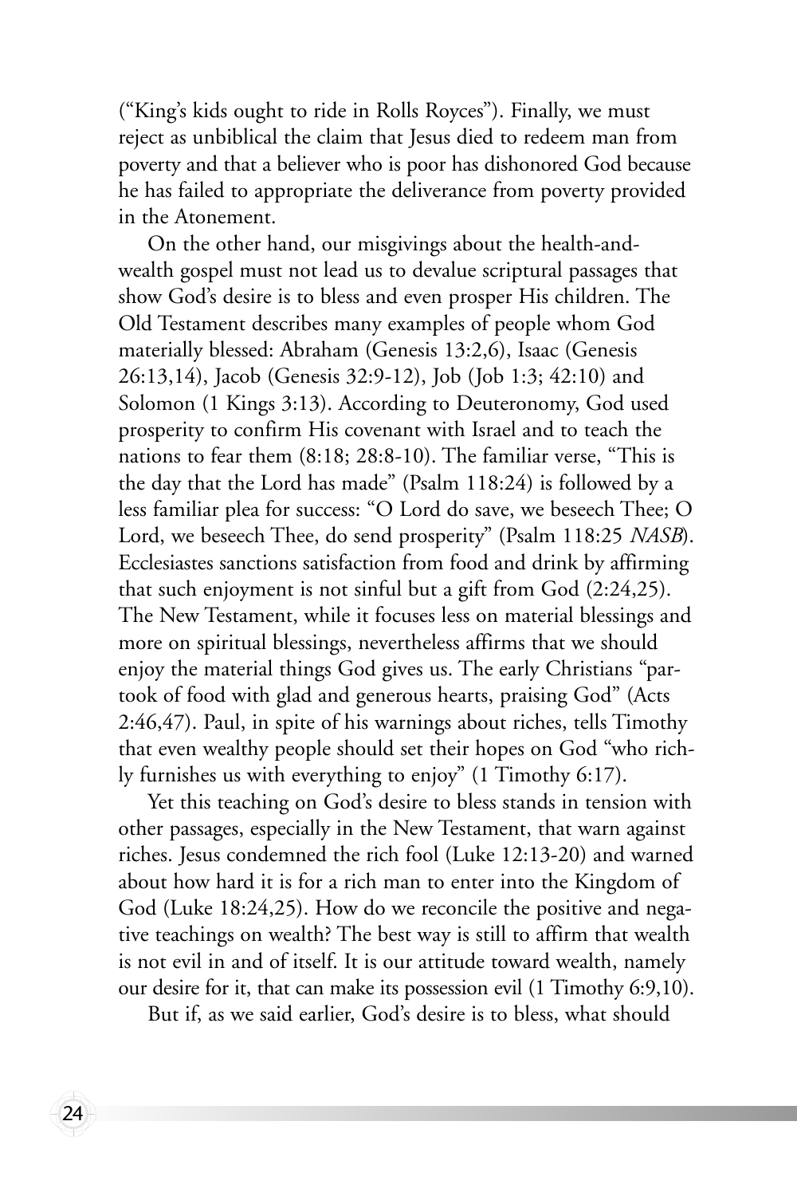("King's kids ought to ride in Rolls Royces"). Finally, we must reject as unbiblical the claim that Jesus died to redeem man from poverty and that a believer who is poor has dishonored God because he has failed to appropriate the deliverance from poverty provided in the Atonement.

On the other hand, our misgivings about the health-and-wealth gospel must not lead us to devalue scriptural passages that show God's desire is to bless and even prosper His children. The Old Testament describes many examples of people whom God materially blessed: Abraham (Genesis 13:2,6), Isaac (Genesis 26:13,14), Jacob (Genesis 32:9-12), Job (Job 1:3; 42:10) and Solomon (1 Kings 3:13). According to Deuteronomy, God used prosperity to confirm His covenant with Israel and to teach the nations to fear them (8:18; 28:8-10). The familiar verse, "This is the day that the Lord has made" (Psalm 118:24) is followed by a less familiar plea for success: "O Lord do save, we beseech Thee; O Lord, we beseech Thee, do send prosperity" (Psalm 118:25 *NASB*). Ecclesiastes sanctions satisfaction from food and drink by affirming that such enjoyment is not sinful but a gift from God (2:24,25). The New Testament, while it focuses less on material blessings and more on spiritual blessings, nevertheless affirms that we should enjoy the material things God gives us. The early Christians "partook of food with glad and generous hearts, praising God" (Acts 2:46,47). Paul, in spite of his warnings about riches, tells Timothy that even wealthy people should set their hopes on God "who richly furnishes us with everything to enjoy" (1 Timothy 6:17).

Yet this teaching on God's desire to bless stands in tension with other passages, especially in the New Testament, that warn against riches. Jesus condemned the rich fool (Luke 12:13-20) and warned about how hard it is for a rich man to enter into the Kingdom of God (Luke 18:24,25). How do we reconcile the positive and negative teachings on wealth? The best way is still to affirm that wealth is not evil in and of itself. It is our attitude toward wealth, namely our desire for it, that can make its possession evil (1 Timothy 6:9,10).

But if, as we said earlier, God's desire is to bless, what should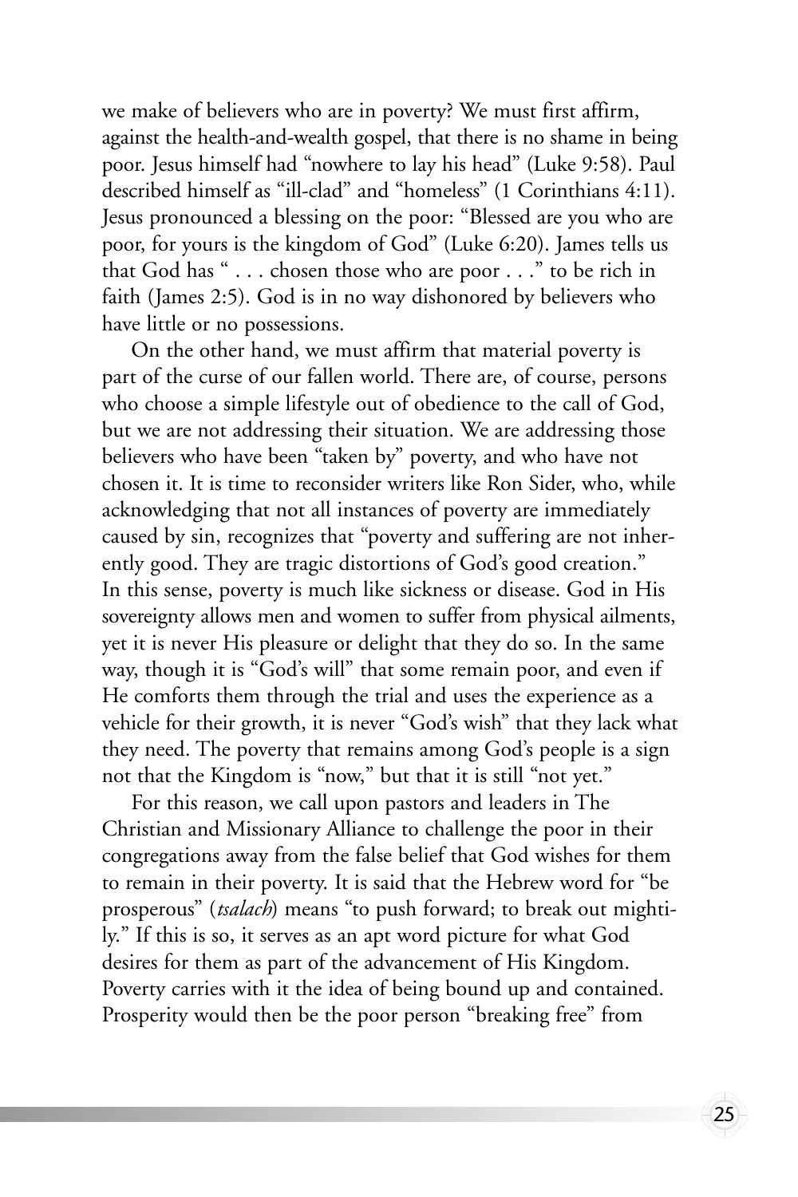we make of believers who are in poverty? We must first affirm, against the health-and-wealth gospel, that there is no shame in being poor. Jesus himself had "nowhere to lay his head" (Luke 9:58). Paul described himself as "ill-clad" and "homeless" (1 Corinthians 4:11). Jesus pronounced a blessing on the poor: "Blessed are you who are poor, for yours is the kingdom of God" (Luke 6:20). James tells us that God has " . . . chosen those who are poor . . ." to be rich in faith (James 2:5). God is in no way dishonored by believers who have little or no possessions.

On the other hand, we must affirm that material poverty is part of the curse of our fallen world. There are, of course, persons who choose a simple lifestyle out of obedience to the call of God, but we are not addressing their situation. We are addressing those believers who have been "taken by" poverty, and who have not chosen it. It is time to reconsider writers like Ron Sider, who, while acknowledging that not all instances of poverty are immediately caused by sin, recognizes that "poverty and suffering are not inherently good. They are tragic distortions of God's good creation." In this sense, poverty is much like sickness or disease. God in His sovereignty allows men and women to suffer from physical ailments, yet it is never His pleasure or delight that they do so. In the same way, though it is "God's will" that some remain poor, and even if He comforts them through the trial and uses the experience as a vehicle for their growth, it is never "God's wish" that they lack what they need. The poverty that remains among God's people is a sign not that the Kingdom is "now," but that it is still "not yet."

For this reason, we call upon pastors and leaders in The Christian and Missionary Alliance to challenge the poor in their congregations away from the false belief that God wishes for them to remain in their poverty. It is said that the Hebrew word for "be prosperous" (*tsalach*) means "to push forward; to break out mightily." If this is so, it serves as an apt word picture for what God desires for them as part of the advancement of His Kingdom. Poverty carries with it the idea of being bound up and contained. Prosperity would then be the poor person "breaking free" from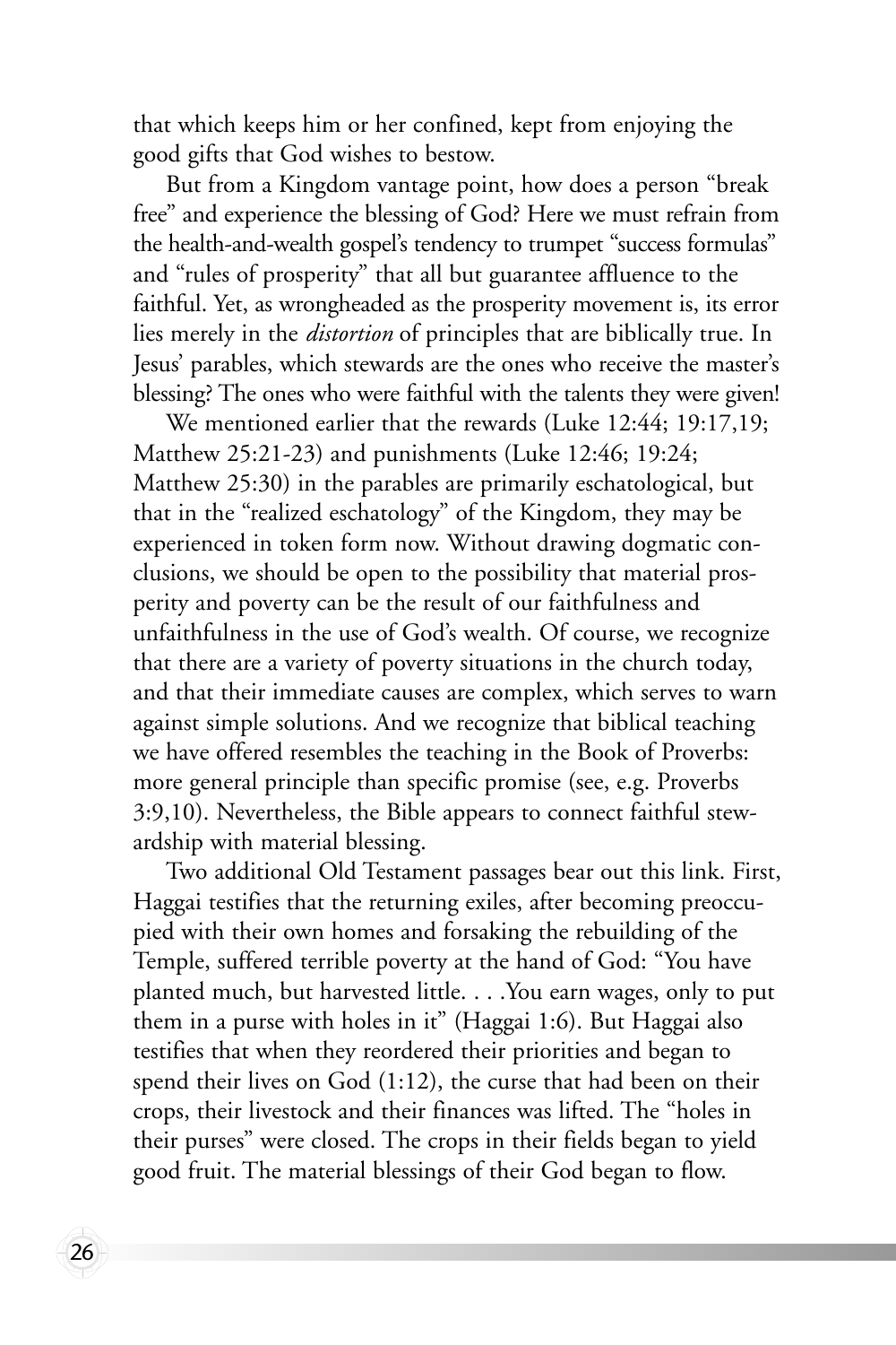that which keeps him or her confined, kept from enjoying the good gifts that God wishes to bestow.

But from a Kingdom vantage point, how does a person "break free" and experience the blessing of God? Here we must refrain from the health-and-wealth gospel's tendency to trumpet "success formulas" and "rules of prosperity" that all but guarantee affluence to the faithful. Yet, as wrongheaded as the prosperity movement is, its error lies merely in the *distortion* of principles that are biblically true. In Jesus' parables, which stewards are the ones who receive the master's blessing? The ones who were faithful with the talents they were given!

We mentioned earlier that the rewards (Luke 12:44; 19:17,19; Matthew 25:21-23) and punishments (Luke 12:46; 19:24; Matthew 25:30) in the parables are primarily eschatological, but that in the "realized eschatology" of the Kingdom, they may be experienced in token form now. Without drawing dogmatic conclusions, we should be open to the possibility that material prosperity and poverty can be the result of our faithfulness and unfaithfulness in the use of God's wealth. Of course, we recognize that there are a variety of poverty situations in the church today, and that their immediate causes are complex, which serves to warn against simple solutions. And we recognize that biblical teaching we have offered resembles the teaching in the Book of Proverbs: more general principle than specific promise (see, e.g. Proverbs 3:9,10). Nevertheless, the Bible appears to connect faithful stewardship with material blessing.

Two additional Old Testament passages bear out this link. First, Haggai testifies that the returning exiles, after becoming preoccupied with their own homes and forsaking the rebuilding of the Temple, suffered terrible poverty at the hand of God: "You have planted much, but harvested little. . . .You earn wages, only to put them in a purse with holes in it" (Haggai 1:6). But Haggai also testifies that when they reordered their priorities and began to spend their lives on God (1:12), the curse that had been on their crops, their livestock and their finances was lifted. The "holes in their purses" were closed. The crops in their fields began to yield good fruit. The material blessings of their God began to flow.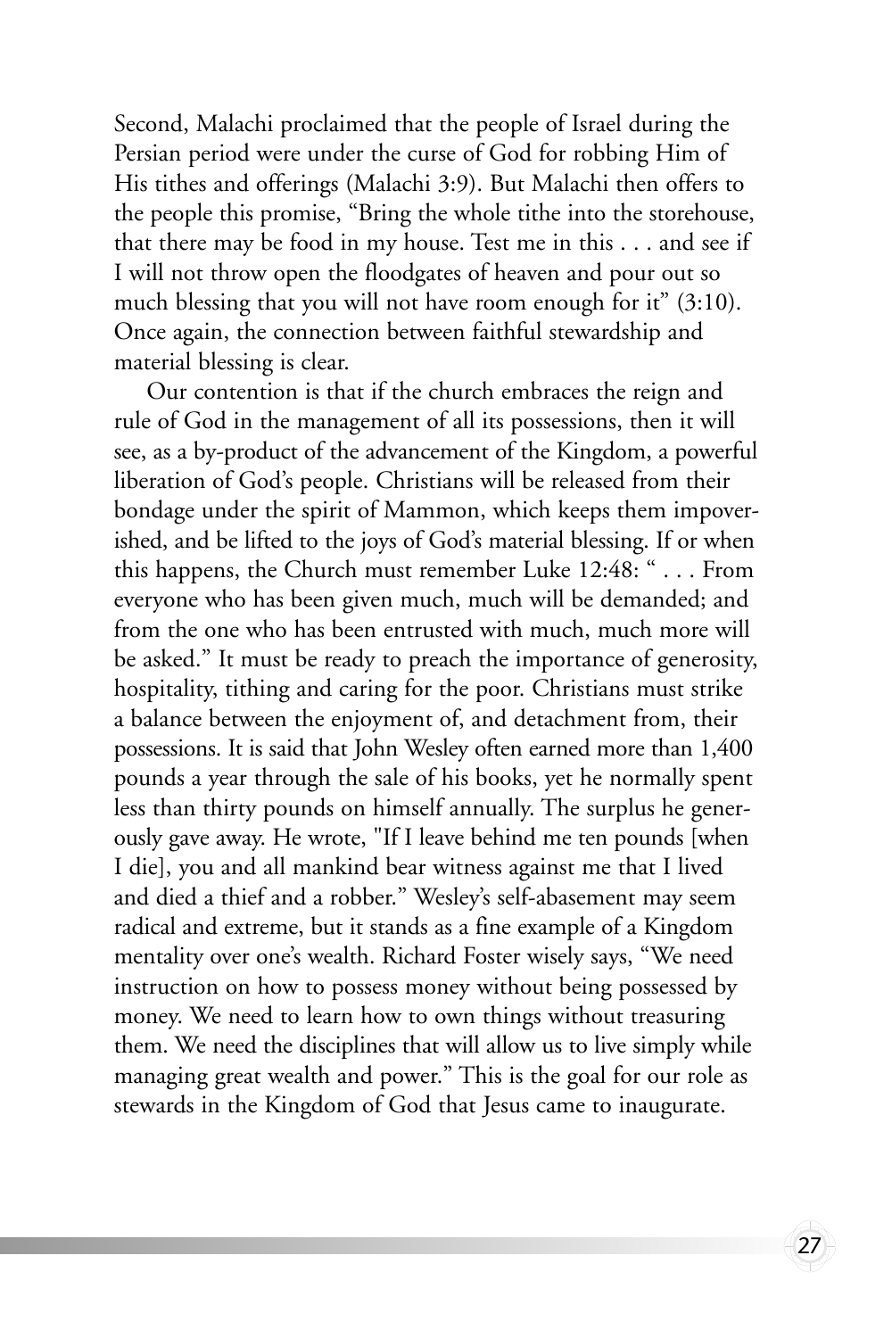Second, Malachi proclaimed that the people of Israel during the Persian period were under the curse of God for robbing Him of His tithes and offerings (Malachi 3:9). But Malachi then offers to the people this promise, "Bring the whole tithe into the storehouse, that there may be food in my house. Test me in this . . . and see if I will not throw open the floodgates of heaven and pour out so much blessing that you will not have room enough for it" (3:10). Once again, the connection between faithful stewardship and material blessing is clear.

Our contention is that if the church embraces the reign and rule of God in the management of all its possessions, then it will see, as a by-product of the advancement of the Kingdom, a powerful liberation of God's people. Christians will be released from their bondage under the spirit of Mammon, which keeps them impoverished, and be lifted to the joys of God's material blessing. If or when this happens, the Church must remember Luke 12:48: " . . . From everyone who has been given much, much will be demanded; and from the one who has been entrusted with much, much more will be asked." It must be ready to preach the importance of generosity, hospitality, tithing and caring for the poor. Christians must strike a balance between the enjoyment of, and detachment from, their possessions. It is said that John Wesley often earned more than 1,400 pounds a year through the sale of his books, yet he normally spent less than thirty pounds on himself annually. The surplus he generously gave away. He wrote, "If I leave behind me ten pounds [when I die], you and all mankind bear witness against me that I lived and died a thief and a robber." Wesley's self-abasement may seem radical and extreme, but it stands as a fine example of a Kingdom mentality over one's wealth. Richard Foster wisely says, "We need instruction on how to possess money without being possessed by money. We need to learn how to own things without treasuring them. We need the disciplines that will allow us to live simply while managing great wealth and power." This is the goal for our role as stewards in the Kingdom of God that Jesus came to inaugurate.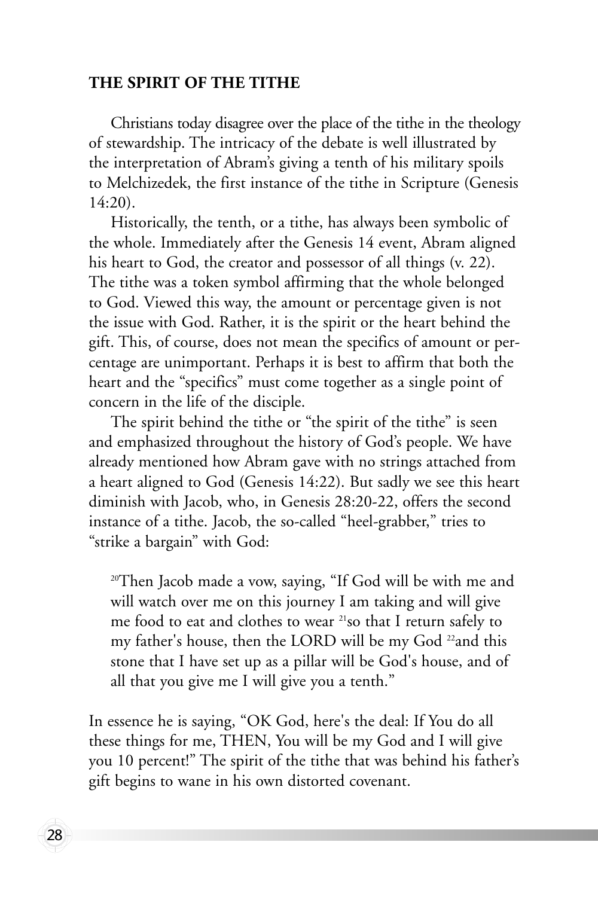**THE SPIRIT OF THE TITHE**

Christians today disagree over the place of the tithe in the theology of stewardship. The intricacy of the debate is well illustrated by the interpretation of Abram's giving a tenth of his military spoils to Melchizedek, the first instance of the tithe in Scripture (Genesis 14:20).

Historically, the tenth, or a tithe, has always been symbolic of the whole. Immediately after the Genesis 14 event, Abram aligned his heart to God, the creator and possessor of all things (v. 22). The tithe was a token symbol affirming that the whole belonged to God. Viewed this way, the amount or percentage given is not the issue with God. Rather, it is the spirit or the heart behind the gift. This, of course, does not mean the specifics of amount or percentage are unimportant. Perhaps it is best to affirm that both the heart and the "specifics" must come together as a single point of concern in the life of the disciple.

The spirit behind the tithe or "the spirit of the tithe" is seen and emphasized throughout the history of God's people. We have already mentioned how Abram gave with no strings attached from a heart aligned to God (Genesis 14:22). But sadly we see this heart diminish with Jacob, who, in Genesis 28:20-22, offers the second instance of a tithe. Jacob, the so-called "heel-grabber," tries to "strike a bargain" with God:

> [20]Then Jacob made a vow, saying, "If God will be with me and will watch over me on this journey I am taking and will give me food to eat and clothes to wear [21]so that I return safely to my father's house, then the LORD will be my God [22]and this stone that I have set up as a pillar will be God's house, and of all that you give me I will give you a tenth."

In essence he is saying, "OK God, here's the deal: If You do all these things for me, THEN, You will be my God and I will give you 10 percent!" The spirit of the tithe that was behind his father's gift begins to wane in his own distorted covenant.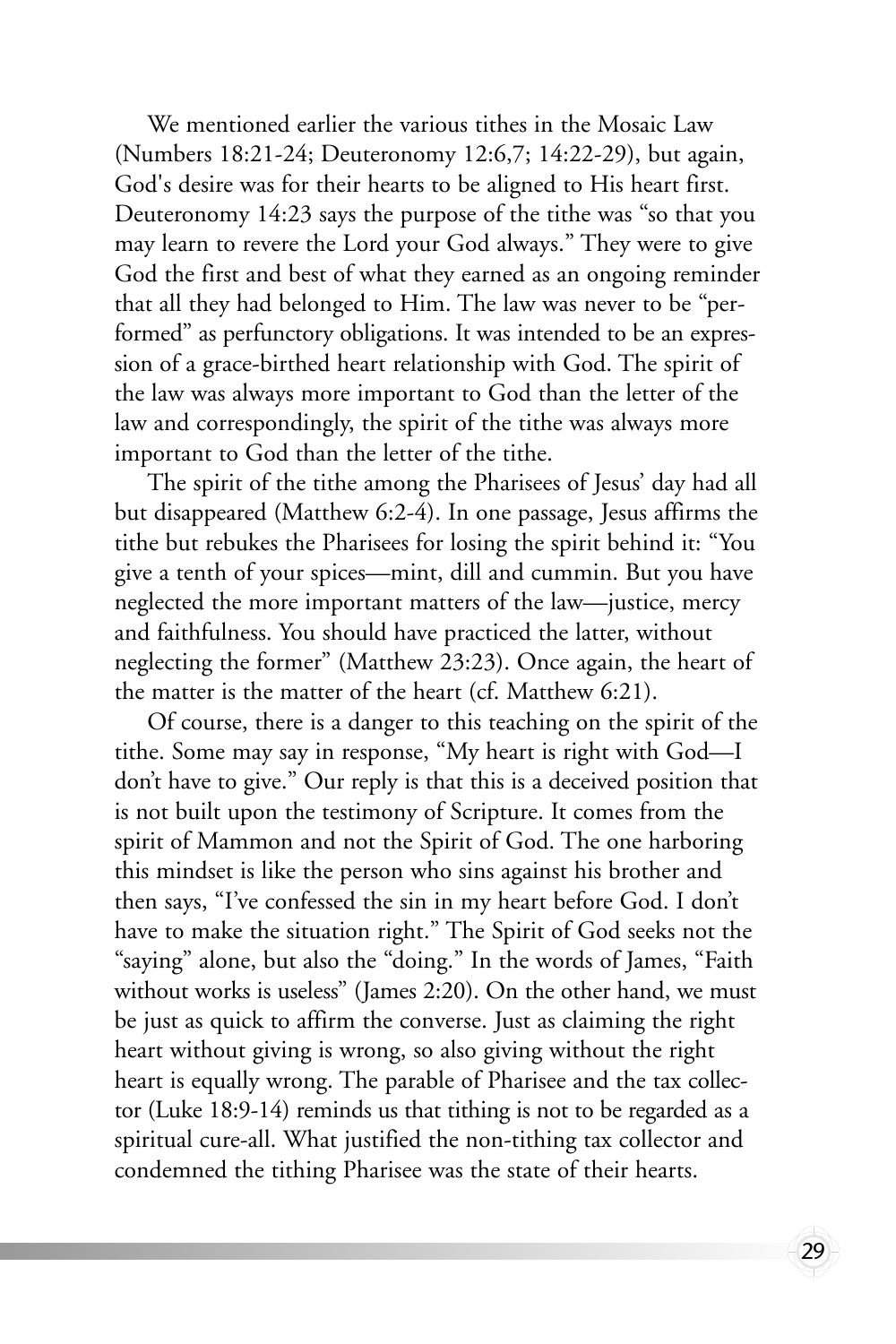We mentioned earlier the various tithes in the Mosaic Law (Numbers 18:21-24; Deuteronomy 12:6,7; 14:22-29), but again, God's desire was for their hearts to be aligned to His heart first. Deuteronomy 14:23 says the purpose of the tithe was "so that you may learn to revere the Lord your God always." They were to give God the first and best of what they earned as an ongoing reminder that all they had belonged to Him. The law was never to be "performed" as perfunctory obligations. It was intended to be an expression of a grace-birthed heart relationship with God. The spirit of the law was always more important to God than the letter of the law and correspondingly, the spirit of the tithe was always more important to God than the letter of the tithe.

The spirit of the tithe among the Pharisees of Jesus' day had all but disappeared (Matthew 6:2-4). In one passage, Jesus affirms the tithe but rebukes the Pharisees for losing the spirit behind it: "You give a tenth of your spices—mint, dill and cummin. But you have neglected the more important matters of the law—justice, mercy and faithfulness. You should have practiced the latter, without neglecting the former" (Matthew 23:23). Once again, the heart of the matter is the matter of the heart (cf. Matthew 6:21).

Of course, there is a danger to this teaching on the spirit of the tithe. Some may say in response, "My heart is right with God—I don't have to give." Our reply is that this is a deceived position that is not built upon the testimony of Scripture. It comes from the spirit of Mammon and not the Spirit of God. The one harboring this mindset is like the person who sins against his brother and then says, "I've confessed the sin in my heart before God. I don't have to make the situation right." The Spirit of God seeks not the "saying" alone, but also the "doing." In the words of James, "Faith without works is useless" (James 2:20). On the other hand, we must be just as quick to affirm the converse. Just as claiming the right heart without giving is wrong, so also giving without the right heart is equally wrong. The parable of Pharisee and the tax collector (Luke 18:9-14) reminds us that tithing is not to be regarded as a spiritual cure-all. What justified the non-tithing tax collector and condemned the tithing Pharisee was the state of their hearts.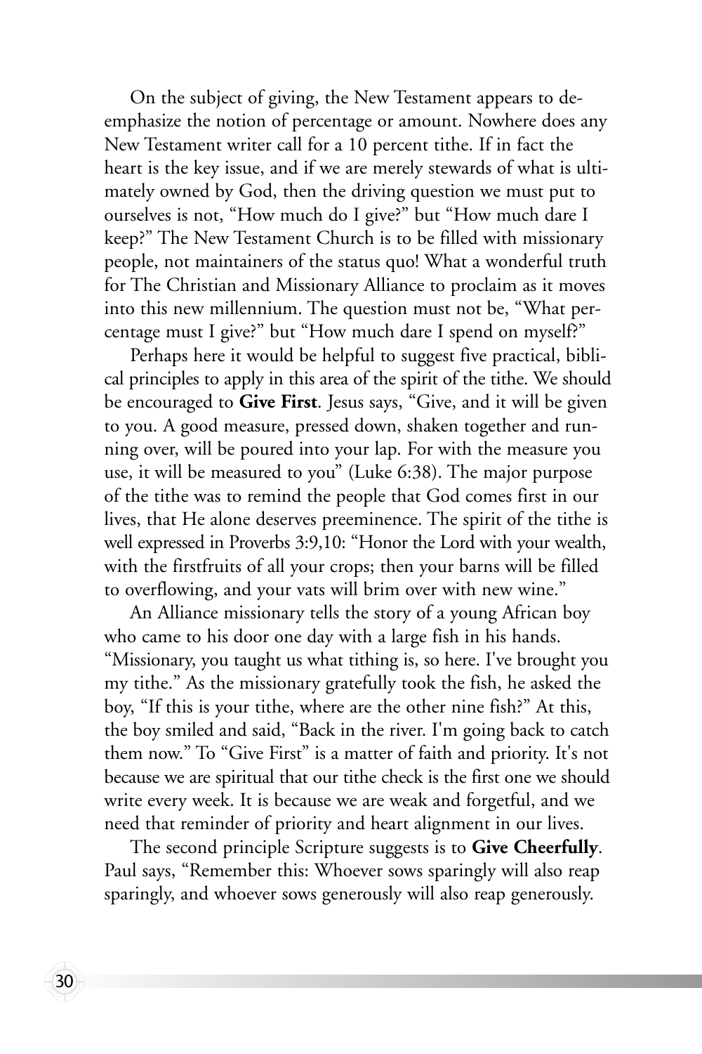On the subject of giving, the New Testament appears to de-emphasize the notion of percentage or amount. Nowhere does any New Testament writer call for a 10 percent tithe. If in fact the heart is the key issue, and if we are merely stewards of what is ultimately owned by God, then the driving question we must put to ourselves is not, "How much do I give?" but "How much dare I keep?" The New Testament Church is to be filled with missionary people, not maintainers of the status quo! What a wonderful truth for The Christian and Missionary Alliance to proclaim as it moves into this new millennium. The question must not be, "What percentage must I give?" but "How much dare I spend on myself?"

Perhaps here it would be helpful to suggest five practical, biblical principles to apply in this area of the spirit of the tithe. We should be encouraged to **Give First**. Jesus says, "Give, and it will be given to you. A good measure, pressed down, shaken together and running over, will be poured into your lap. For with the measure you use, it will be measured to you" (Luke 6:38). The major purpose of the tithe was to remind the people that God comes first in our lives, that He alone deserves preeminence. The spirit of the tithe is well expressed in Proverbs 3:9,10: "Honor the Lord with your wealth, with the firstfruits of all your crops; then your barns will be filled to overflowing, and your vats will brim over with new wine."

An Alliance missionary tells the story of a young African boy who came to his door one day with a large fish in his hands. "Missionary, you taught us what tithing is, so here. I've brought you my tithe." As the missionary gratefully took the fish, he asked the boy, "If this is your tithe, where are the other nine fish?" At this, the boy smiled and said, "Back in the river. I'm going back to catch them now." To "Give First" is a matter of faith and priority. It's not because we are spiritual that our tithe check is the first one we should write every week. It is because we are weak and forgetful, and we need that reminder of priority and heart alignment in our lives.

The second principle Scripture suggests is to **Give Cheerfully**. Paul says, "Remember this: Whoever sows sparingly will also reap sparingly, and whoever sows generously will also reap generously.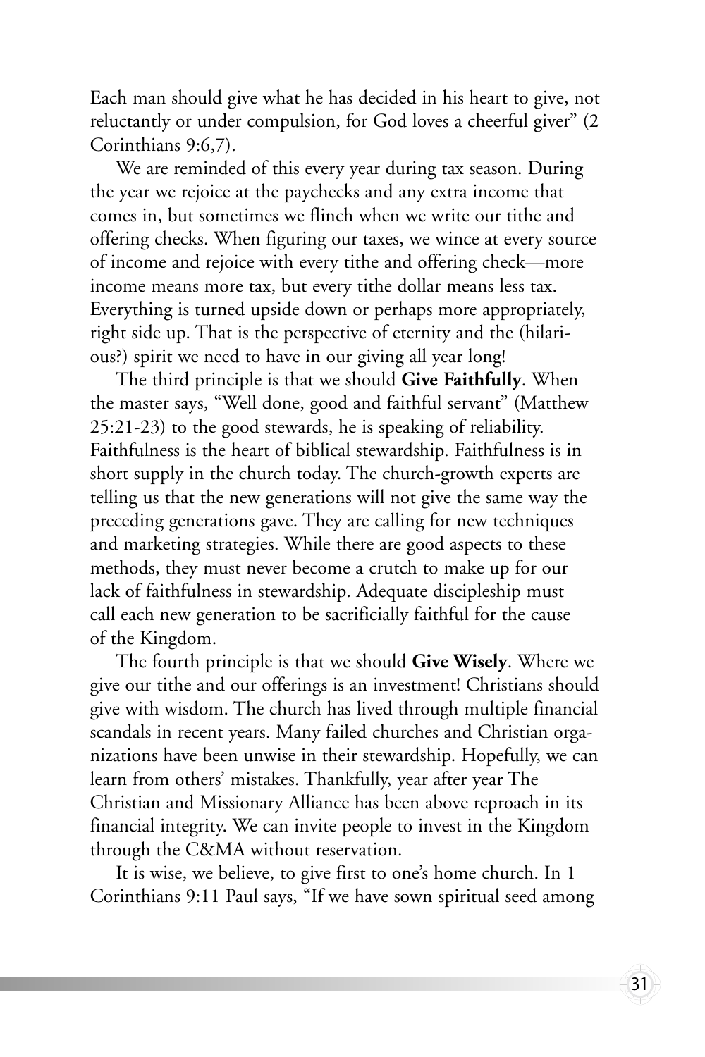Each man should give what he has decided in his heart to give, not reluctantly or under compulsion, for God loves a cheerful giver" (2 Corinthians 9:6,7).

We are reminded of this every year during tax season. During the year we rejoice at the paychecks and any extra income that comes in, but sometimes we flinch when we write our tithe and offering checks. When figuring our taxes, we wince at every source of income and rejoice with every tithe and offering check—more income means more tax, but every tithe dollar means less tax. Everything is turned upside down or perhaps more appropriately, right side up. That is the perspective of eternity and the (hilarious?) spirit we need to have in our giving all year long!

The third principle is that we should **Give Faithfully**. When the master says, "Well done, good and faithful servant" (Matthew 25:21-23) to the good stewards, he is speaking of reliability. Faithfulness is the heart of biblical stewardship. Faithfulness is in short supply in the church today. The church-growth experts are telling us that the new generations will not give the same way the preceding generations gave. They are calling for new techniques and marketing strategies. While there are good aspects to these methods, they must never become a crutch to make up for our lack of faithfulness in stewardship. Adequate discipleship must call each new generation to be sacrificially faithful for the cause of the Kingdom.

The fourth principle is that we should **Give Wisely**. Where we give our tithe and our offerings is an investment! Christians should give with wisdom. The church has lived through multiple financial scandals in recent years. Many failed churches and Christian organizations have been unwise in their stewardship. Hopefully, we can learn from others' mistakes. Thankfully, year after year The Christian and Missionary Alliance has been above reproach in its financial integrity. We can invite people to invest in the Kingdom through the C&MA without reservation.

It is wise, we believe, to give first to one's home church. In 1 Corinthians 9:11 Paul says, "If we have sown spiritual seed among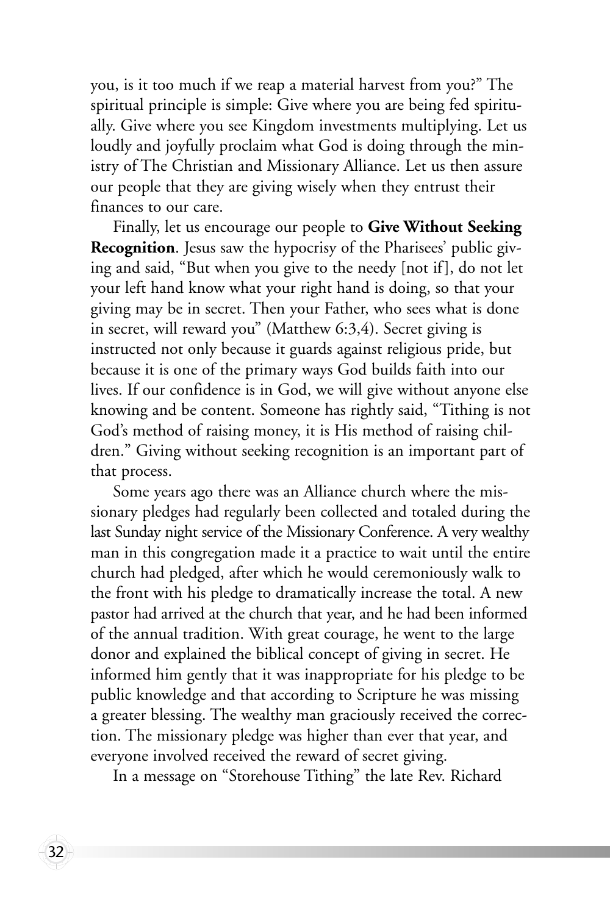you, is it too much if we reap a material harvest from you?" The spiritual principle is simple: Give where you are being fed spiritually. Give where you see Kingdom investments multiplying. Let us loudly and joyfully proclaim what God is doing through the ministry of The Christian and Missionary Alliance. Let us then assure our people that they are giving wisely when they entrust their finances to our care.

Finally, let us encourage our people to **Give Without Seeking Recognition**. Jesus saw the hypocrisy of the Pharisees' public giving and said, "But when you give to the needy [not if], do not let your left hand know what your right hand is doing, so that your giving may be in secret. Then your Father, who sees what is done in secret, will reward you" (Matthew 6:3,4). Secret giving is instructed not only because it guards against religious pride, but because it is one of the primary ways God builds faith into our lives. If our confidence is in God, we will give without anyone else knowing and be content. Someone has rightly said, "Tithing is not God's method of raising money, it is His method of raising children." Giving without seeking recognition is an important part of that process.

Some years ago there was an Alliance church where the missionary pledges had regularly been collected and totaled during the last Sunday night service of the Missionary Conference. A very wealthy man in this congregation made it a practice to wait until the entire church had pledged, after which he would ceremoniously walk to the front with his pledge to dramatically increase the total. A new pastor had arrived at the church that year, and he had been informed of the annual tradition. With great courage, he went to the large donor and explained the biblical concept of giving in secret. He informed him gently that it was inappropriate for his pledge to be public knowledge and that according to Scripture he was missing a greater blessing. The wealthy man graciously received the correction. The missionary pledge was higher than ever that year, and everyone involved received the reward of secret giving.

In a message on "Storehouse Tithing" the late Rev. Richard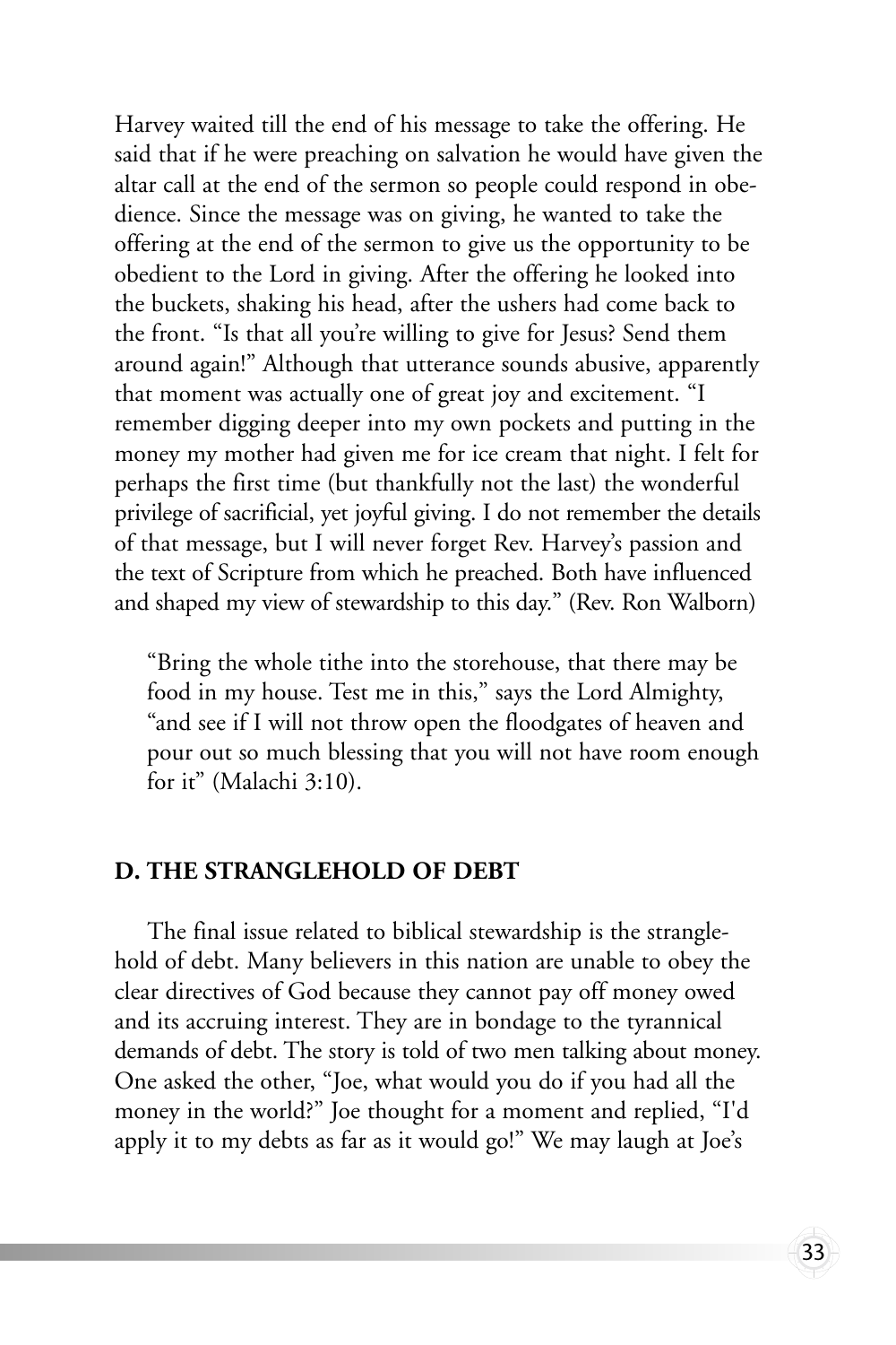Harvey waited till the end of his message to take the offering. He said that if he were preaching on salvation he would have given the altar call at the end of the sermon so people could respond in obedience. Since the message was on giving, he wanted to take the offering at the end of the sermon to give us the opportunity to be obedient to the Lord in giving. After the offering he looked into the buckets, shaking his head, after the ushers had come back to the front. "Is that all you're willing to give for Jesus? Send them around again!" Although that utterance sounds abusive, apparently that moment was actually one of great joy and excitement. "I remember digging deeper into my own pockets and putting in the money my mother had given me for ice cream that night. I felt for perhaps the first time (but thankfully not the last) the wonderful privilege of sacrificial, yet joyful giving. I do not remember the details of that message, but I will never forget Rev. Harvey's passion and the text of Scripture from which he preached. Both have influenced and shaped my view of stewardship to this day." (Rev. Ron Walborn)

> "Bring the whole tithe into the storehouse, that there may be food in my house. Test me in this," says the Lord Almighty, "and see if I will not throw open the floodgates of heaven and pour out so much blessing that you will not have room enough for it" (Malachi 3:10).

## D. THE STRANGLEHOLD OF DEBT

The final issue related to biblical stewardship is the stranglehold of debt. Many believers in this nation are unable to obey the clear directives of God because they cannot pay off money owed and its accruing interest. They are in bondage to the tyrannical demands of debt. The story is told of two men talking about money. One asked the other, "Joe, what would you do if you had all the money in the world?" Joe thought for a moment and replied, "I'd apply it to my debts as far as it would go!" We may laugh at Joe's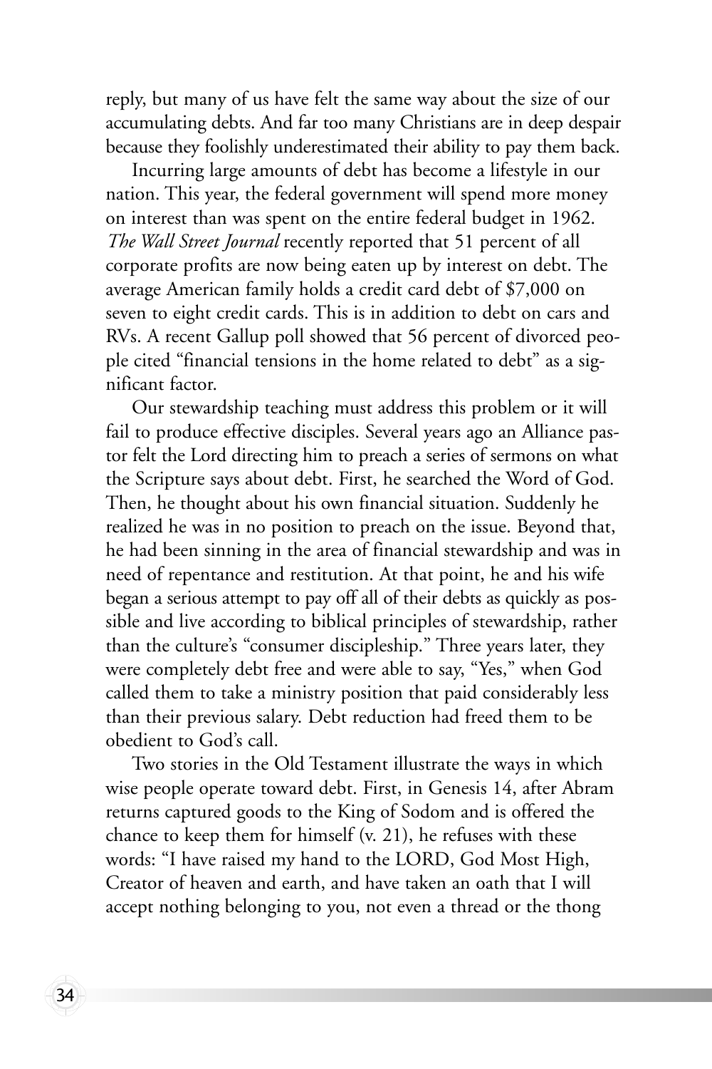reply, but many of us have felt the same way about the size of our accumulating debts. And far too many Christians are in deep despair because they foolishly underestimated their ability to pay them back.

Incurring large amounts of debt has become a lifestyle in our nation. This year, the federal government will spend more money on interest than was spent on the entire federal budget in 1962. *The Wall Street Journal* recently reported that 51 percent of all corporate profits are now being eaten up by interest on debt. The average American family holds a credit card debt of $7,000 on seven to eight credit cards. This is in addition to debt on cars and RVs. A recent Gallup poll showed that 56 percent of divorced people cited "financial tensions in the home related to debt" as a significant factor.

Our stewardship teaching must address this problem or it will fail to produce effective disciples. Several years ago an Alliance pastor felt the Lord directing him to preach a series of sermons on what the Scripture says about debt. First, he searched the Word of God. Then, he thought about his own financial situation. Suddenly he realized he was in no position to preach on the issue. Beyond that, he had been sinning in the area of financial stewardship and was in need of repentance and restitution. At that point, he and his wife began a serious attempt to pay off all of their debts as quickly as possible and live according to biblical principles of stewardship, rather than the culture's "consumer discipleship." Three years later, they were completely debt free and were able to say, "Yes," when God called them to take a ministry position that paid considerably less than their previous salary. Debt reduction had freed them to be obedient to God's call.

Two stories in the Old Testament illustrate the ways in which wise people operate toward debt. First, in Genesis 14, after Abram returns captured goods to the King of Sodom and is offered the chance to keep them for himself (v. 21), he refuses with these words: "I have raised my hand to the LORD, God Most High, Creator of heaven and earth, and have taken an oath that I will accept nothing belonging to you, not even a thread or the thong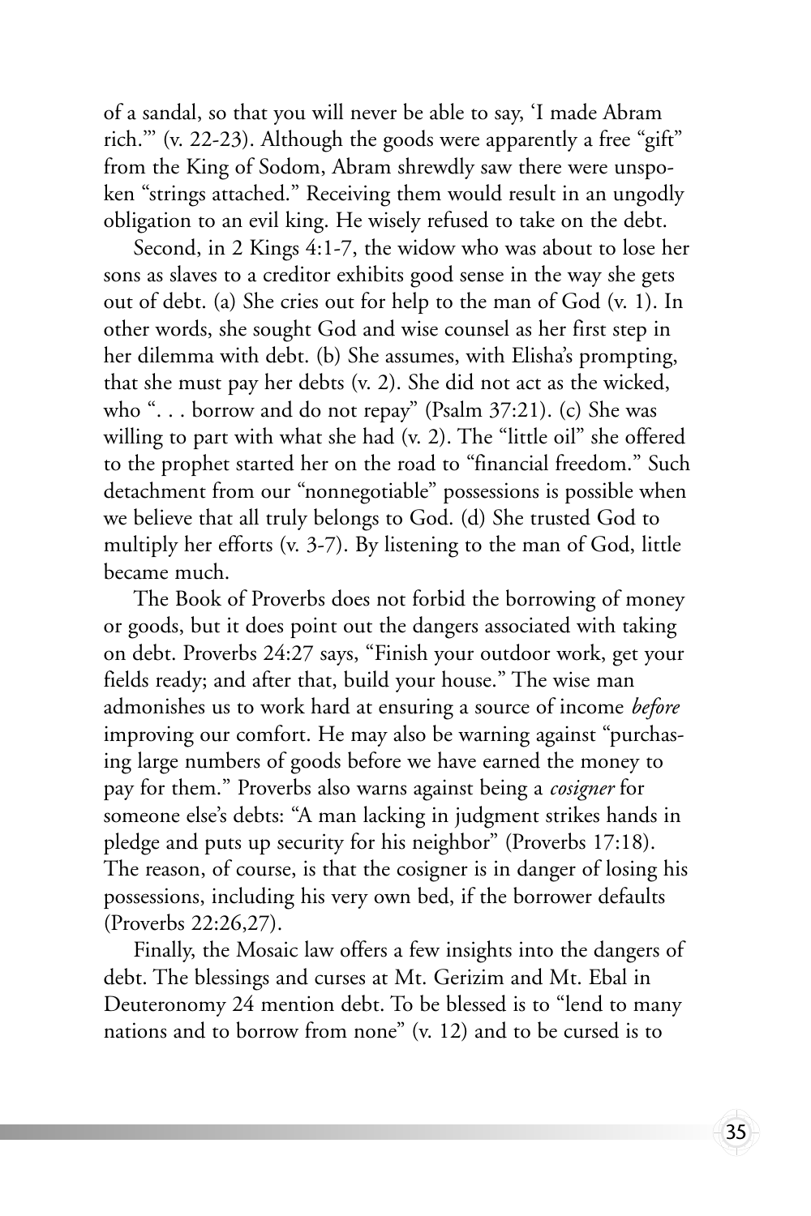of a sandal, so that you will never be able to say, 'I made Abram rich.'" (v. 22-23). Although the goods were apparently a free "gift" from the King of Sodom, Abram shrewdly saw there were unspoken "strings attached." Receiving them would result in an ungodly obligation to an evil king. He wisely refused to take on the debt.

Second, in 2 Kings 4:1-7, the widow who was about to lose her sons as slaves to a creditor exhibits good sense in the way she gets out of debt. (a) She cries out for help to the man of God (v. 1). In other words, she sought God and wise counsel as her first step in her dilemma with debt. (b) She assumes, with Elisha's prompting, that she must pay her debts (v. 2). She did not act as the wicked, who ". . . borrow and do not repay" (Psalm 37:21). (c) She was willing to part with what she had (v. 2). The "little oil" she offered to the prophet started her on the road to "financial freedom." Such detachment from our "nonnegotiable" possessions is possible when we believe that all truly belongs to God. (d) She trusted God to multiply her efforts (v. 3-7). By listening to the man of God, little became much.

The Book of Proverbs does not forbid the borrowing of money or goods, but it does point out the dangers associated with taking on debt. Proverbs 24:27 says, "Finish your outdoor work, get your fields ready; and after that, build your house." The wise man admonishes us to work hard at ensuring a source of income *before* improving our comfort. He may also be warning against "purchasing large numbers of goods before we have earned the money to pay for them." Proverbs also warns against being a *cosigner* for someone else's debts: "A man lacking in judgment strikes hands in pledge and puts up security for his neighbor" (Proverbs 17:18). The reason, of course, is that the cosigner is in danger of losing his possessions, including his very own bed, if the borrower defaults (Proverbs 22:26,27).

Finally, the Mosaic law offers a few insights into the dangers of debt. The blessings and curses at Mt. Gerizim and Mt. Ebal in Deuteronomy 24 mention debt. To be blessed is to "lend to many nations and to borrow from none" (v. 12) and to be cursed is to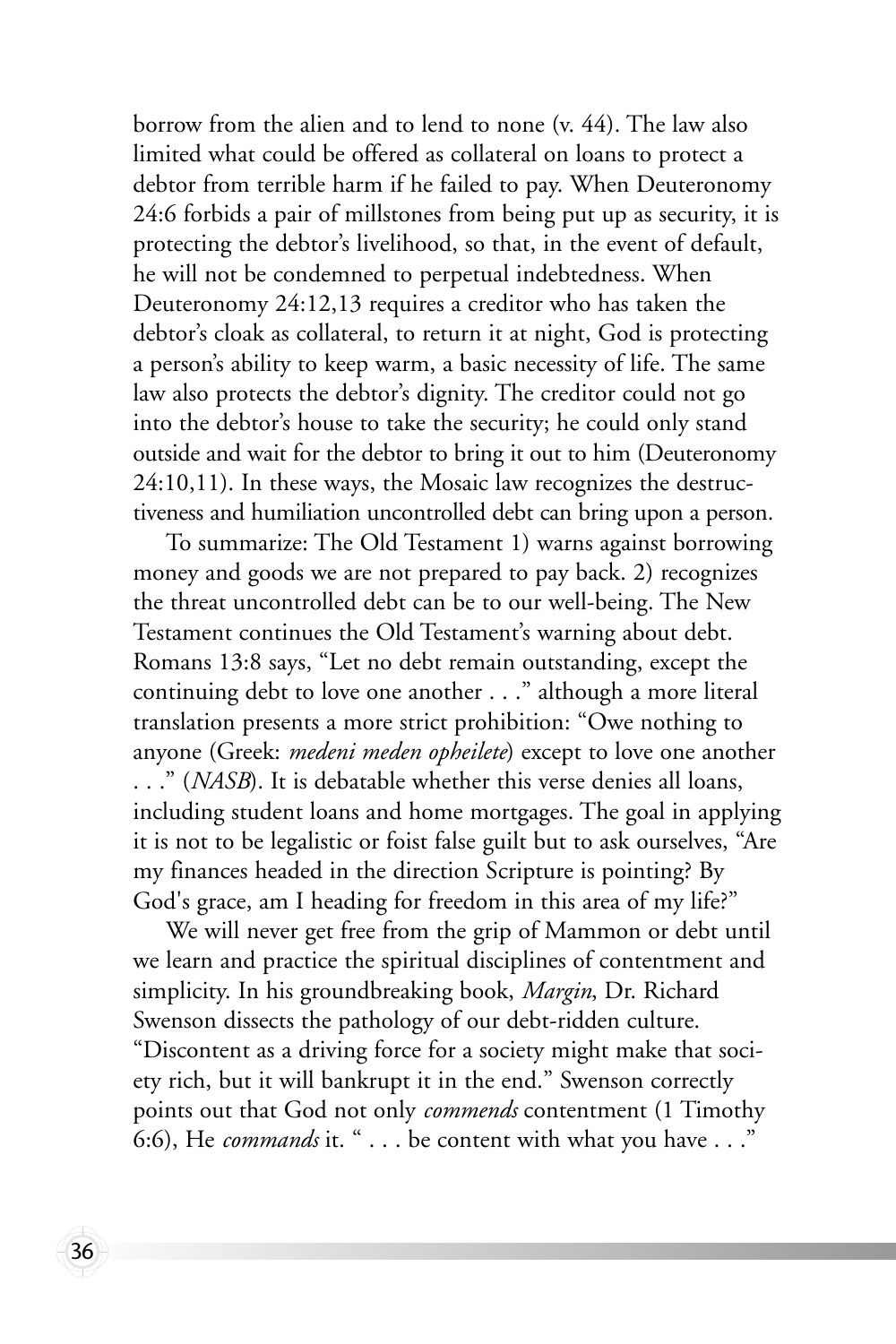borrow from the alien and to lend to none (v. 44). The law also limited what could be offered as collateral on loans to protect a debtor from terrible harm if he failed to pay. When Deuteronomy 24:6 forbids a pair of millstones from being put up as security, it is protecting the debtor's livelihood, so that, in the event of default, he will not be condemned to perpetual indebtedness. When Deuteronomy 24:12,13 requires a creditor who has taken the debtor's cloak as collateral, to return it at night, God is protecting a person's ability to keep warm, a basic necessity of life. The same law also protects the debtor's dignity. The creditor could not go into the debtor's house to take the security; he could only stand outside and wait for the debtor to bring it out to him (Deuteronomy 24:10,11). In these ways, the Mosaic law recognizes the destructiveness and humiliation uncontrolled debt can bring upon a person.

To summarize: The Old Testament 1) warns against borrowing money and goods we are not prepared to pay back. 2) recognizes the threat uncontrolled debt can be to our well-being. The New Testament continues the Old Testament's warning about debt. Romans 13:8 says, "Let no debt remain outstanding, except the continuing debt to love one another . . ." although a more literal translation presents a more strict prohibition: "Owe nothing to anyone (Greek: *medeni meden opheilete*) except to love one another . . ." (*NASB*). It is debatable whether this verse denies all loans, including student loans and home mortgages. The goal in applying it is not to be legalistic or foist false guilt but to ask ourselves, "Are my finances headed in the direction Scripture is pointing? By God's grace, am I heading for freedom in this area of my life?"

We will never get free from the grip of Mammon or debt until we learn and practice the spiritual disciplines of contentment and simplicity. In his groundbreaking book, *Margin*, Dr. Richard Swenson dissects the pathology of our debt-ridden culture. "Discontent as a driving force for a society might make that society rich, but it will bankrupt it in the end." Swenson correctly points out that God not only *commends* contentment (1 Timothy 6:6), He *commands* it. " . . . be content with what you have . . ."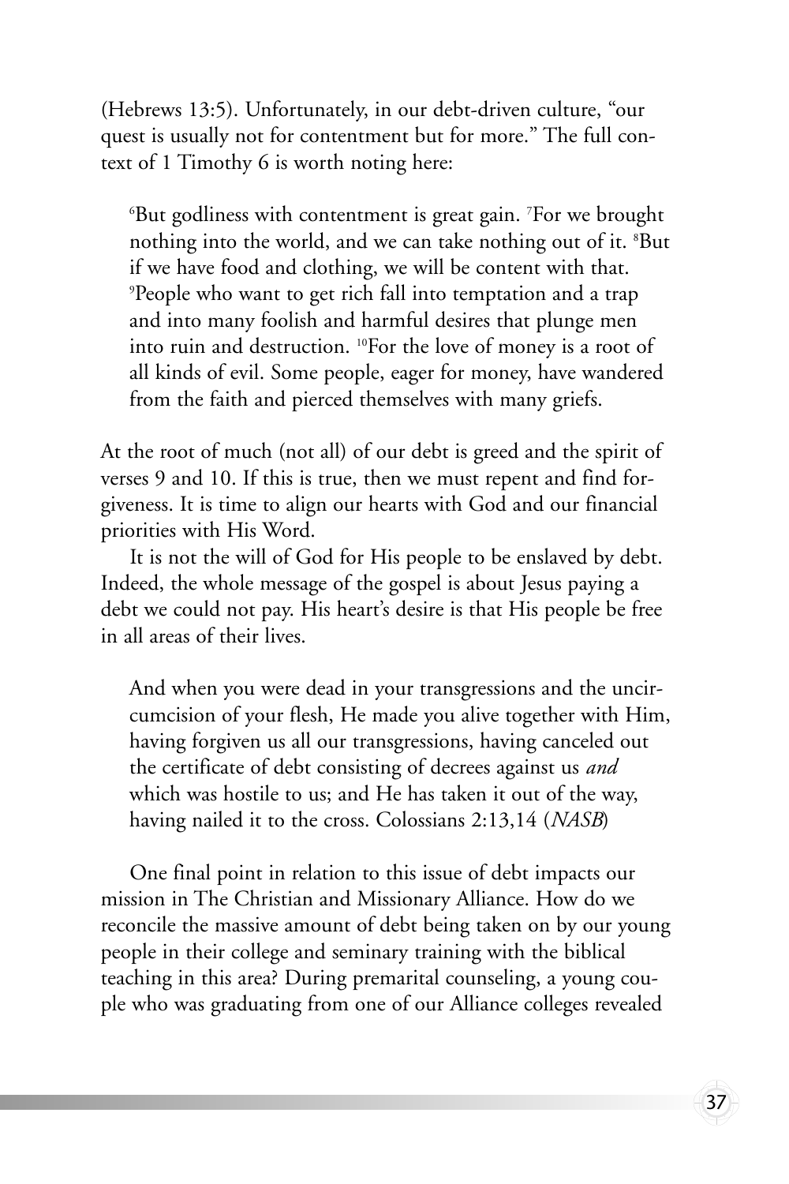(Hebrews 13:5). Unfortunately, in our debt-driven culture, "our quest is usually not for contentment but for more." The full context of 1 Timothy 6 is worth noting here:

> [6]But godliness with contentment is great gain. [7]For we brought nothing into the world, and we can take nothing out of it. [8]But if we have food and clothing, we will be content with that. [9]People who want to get rich fall into temptation and a trap and into many foolish and harmful desires that plunge men into ruin and destruction. [10]For the love of money is a root of all kinds of evil. Some people, eager for money, have wandered from the faith and pierced themselves with many griefs.

At the root of much (not all) of our debt is greed and the spirit of verses 9 and 10. If this is true, then we must repent and find forgiveness. It is time to align our hearts with God and our financial priorities with His Word.

It is not the will of God for His people to be enslaved by debt. Indeed, the whole message of the gospel is about Jesus paying a debt we could not pay. His heart's desire is that His people be free in all areas of their lives.

> And when you were dead in your transgressions and the uncircumcision of your flesh, He made you alive together with Him, having forgiven us all our transgressions, having canceled out the certificate of debt consisting of decrees against us *and* which was hostile to us; and He has taken it out of the way, having nailed it to the cross. Colossians 2:13,14 (*NASB*)

One final point in relation to this issue of debt impacts our mission in The Christian and Missionary Alliance. How do we reconcile the massive amount of debt being taken on by our young people in their college and seminary training with the biblical teaching in this area? During premarital counseling, a young couple who was graduating from one of our Alliance colleges revealed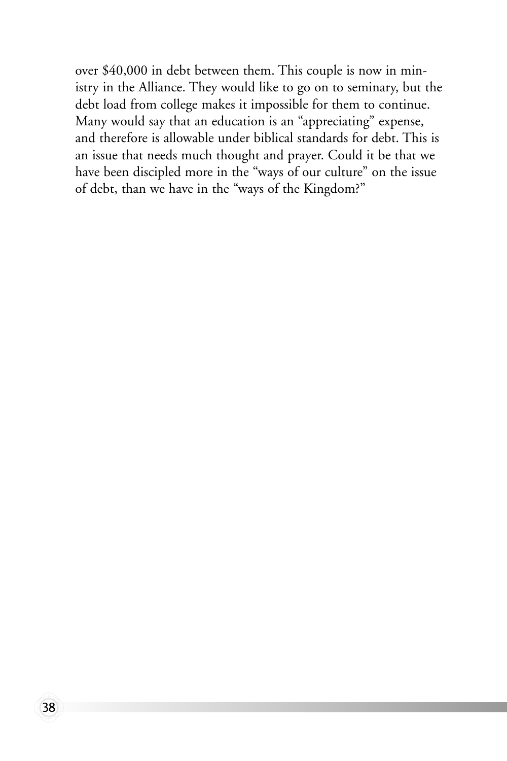over $40,000 in debt between them. This couple is now in ministry in the Alliance. They would like to go on to seminary, but the debt load from college makes it impossible for them to continue. Many would say that an education is an "appreciating" expense, and therefore is allowable under biblical standards for debt. This is an issue that needs much thought and prayer. Could it be that we have been discipled more in the "ways of our culture" on the issue of debt, than we have in the "ways of the Kingdom?"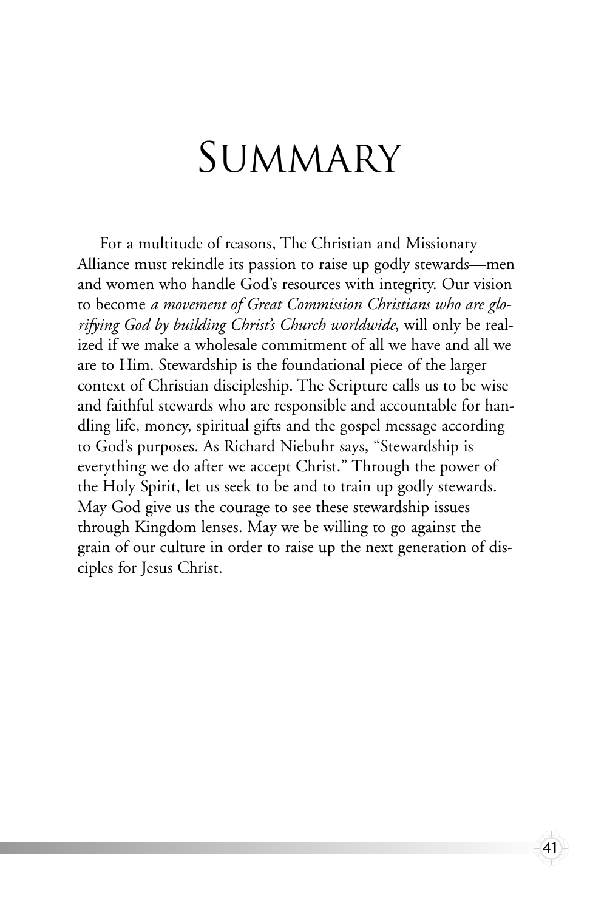# Summary

For a multitude of reasons, The Christian and Missionary Alliance must rekindle its passion to raise up godly stewards—men and women who handle God's resources with integrity. Our vision to become *a movement of Great Commission Christians who are glorifying God by building Christ's Church worldwide*, will only be realized if we make a wholesale commitment of all we have and all we are to Him. Stewardship is the foundational piece of the larger context of Christian discipleship. The Scripture calls us to be wise and faithful stewards who are responsible and accountable for handling life, money, spiritual gifts and the gospel message according to God's purposes. As Richard Niebuhr says, "Stewardship is everything we do after we accept Christ." Through the power of the Holy Spirit, let us seek to be and to train up godly stewards. May God give us the courage to see these stewardship issues through Kingdom lenses. May we be willing to go against the grain of our culture in order to raise up the next generation of disciples for Jesus Christ.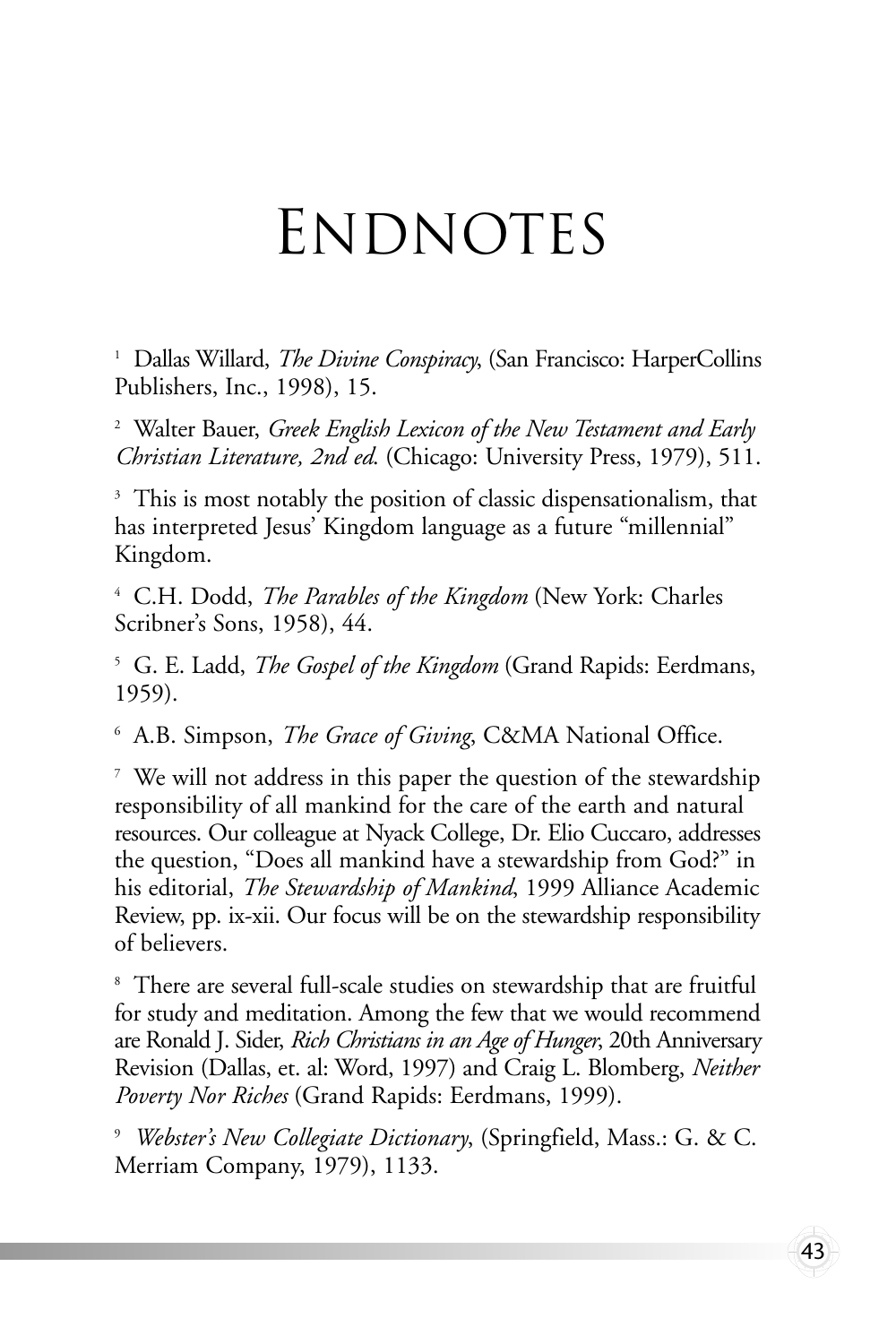# Endnotes

[1] Dallas Willard, *The Divine Conspiracy*, (San Francisco: HarperCollins Publishers, Inc., 1998), 15.

[2] Walter Bauer, *Greek English Lexicon of the New Testament and Early Christian Literature, 2nd ed.* (Chicago: University Press, 1979), 511.

[3] This is most notably the position of classic dispensationalism, that has interpreted Jesus' Kingdom language as a future "millennial" Kingdom.

[4] C.H. Dodd, *The Parables of the Kingdom* (New York: Charles Scribner's Sons, 1958), 44.

[5] G. E. Ladd, *The Gospel of the Kingdom* (Grand Rapids: Eerdmans, 1959).

[6] A.B. Simpson, *The Grace of Giving*, C&MA National Office.

[7] We will not address in this paper the question of the stewardship responsibility of all mankind for the care of the earth and natural resources. Our colleague at Nyack College, Dr. Elio Cuccaro, addresses the question, "Does all mankind have a stewardship from God?" in his editorial, *The Stewardship of Mankind*, 1999 Alliance Academic Review, pp. ix-xii. Our focus will be on the stewardship responsibility of believers.

[8] There are several full-scale studies on stewardship that are fruitful for study and meditation. Among the few that we would recommend are Ronald J. Sider, *Rich Christians in an Age of Hunger*, 20th Anniversary Revision (Dallas, et. al: Word, 1997) and Craig L. Blomberg, *Neither Poverty Nor Riches* (Grand Rapids: Eerdmans, 1999).

[9] *Webster's New Collegiate Dictionary*, (Springfield, Mass.: G. & C. Merriam Company, 1979), 1133.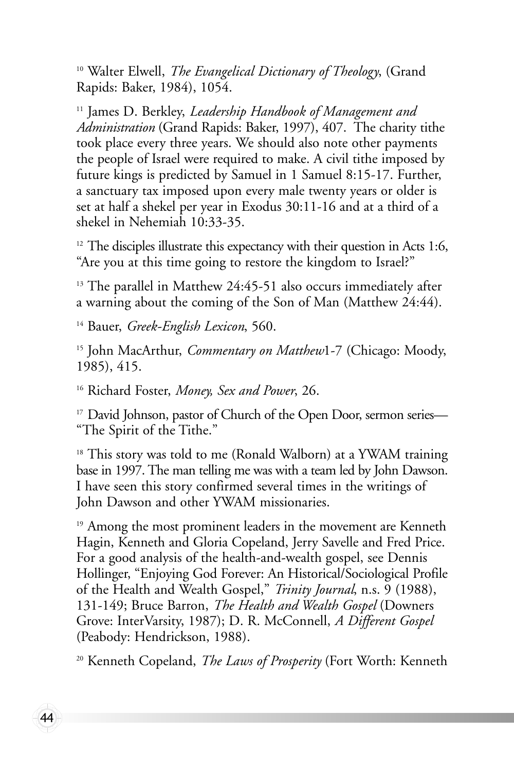[10] Walter Elwell, *The Evangelical Dictionary of Theology*, (Grand Rapids: Baker, 1984), 1054.

[11] James D. Berkley, *Leadership Handbook of Management and Administration* (Grand Rapids: Baker, 1997), 407. The charity tithe took place every three years. We should also note other payments the people of Israel were required to make. A civil tithe imposed by future kings is predicted by Samuel in 1 Samuel 8:15-17. Further, a sanctuary tax imposed upon every male twenty years or older is set at half a shekel per year in Exodus 30:11-16 and at a third of a shekel in Nehemiah 10:33-35.

[12] The disciples illustrate this expectancy with their question in Acts 1:6, "Are you at this time going to restore the kingdom to Israel?"

[13] The parallel in Matthew 24:45-51 also occurs immediately after a warning about the coming of the Son of Man (Matthew 24:44).

[14] Bauer, *Greek-English Lexicon*, 560.

[15] John MacArthur, *Commentary on Matthew*1-7 (Chicago: Moody, 1985), 415.

[16] Richard Foster, *Money, Sex and Power*, 26.

[17] David Johnson, pastor of Church of the Open Door, sermon series—"The Spirit of the Tithe."

[18] This story was told to me (Ronald Walborn) at a YWAM training base in 1997. The man telling me was with a team led by John Dawson. I have seen this story confirmed several times in the writings of John Dawson and other YWAM missionaries.

[19] Among the most prominent leaders in the movement are Kenneth Hagin, Kenneth and Gloria Copeland, Jerry Savelle and Fred Price. For a good analysis of the health-and-wealth gospel, see Dennis Hollinger, "Enjoying God Forever: An Historical/Sociological Profile of the Health and Wealth Gospel," *Trinity Journal*, n.s. 9 (1988), 131-149; Bruce Barron, *The Health and Wealth Gospel* (Downers Grove: InterVarsity, 1987); D. R. McConnell, *A Different Gospel* (Peabody: Hendrickson, 1988).

[20] Kenneth Copeland, *The Laws of Prosperity* (Fort Worth: Kenneth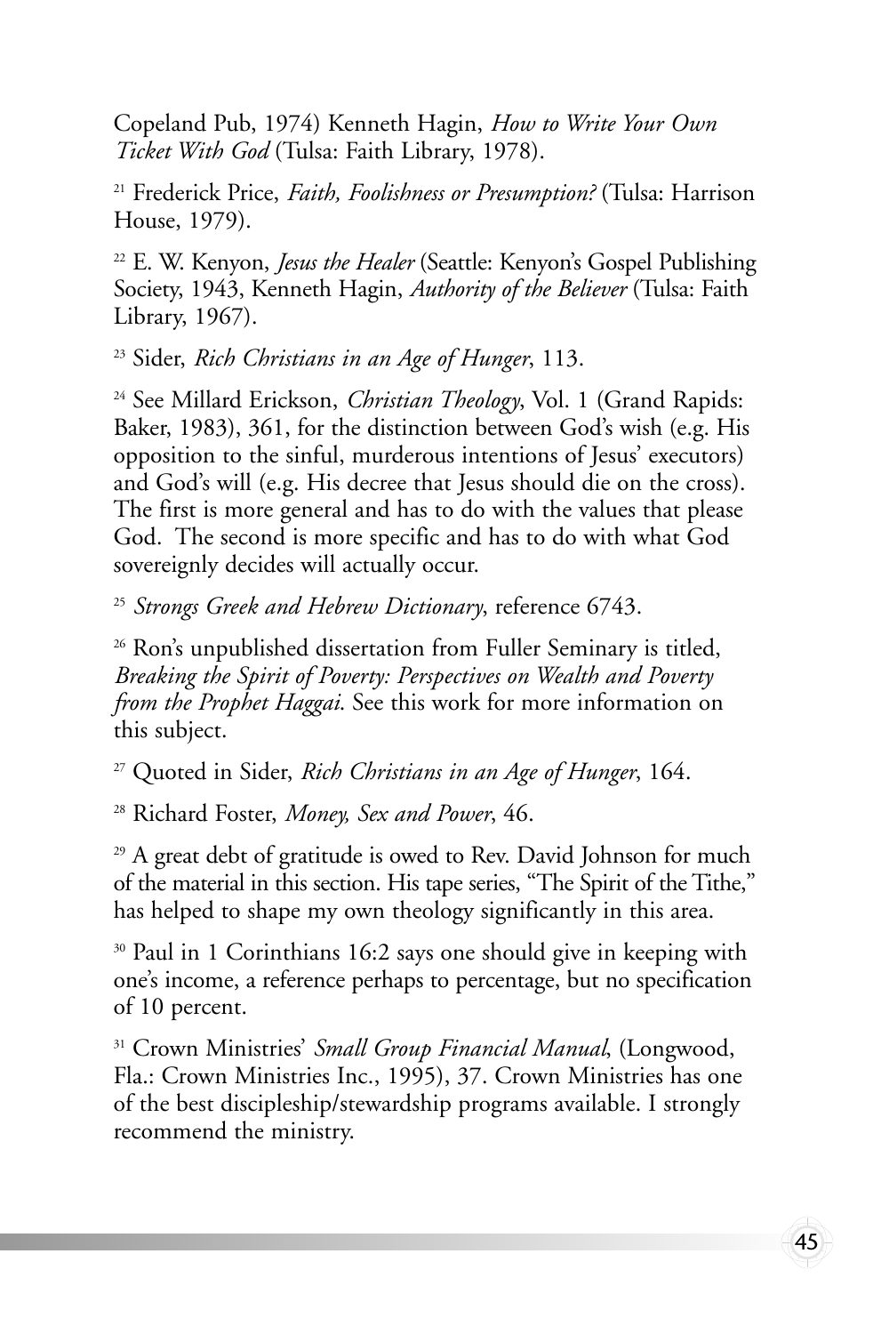Copeland Pub, 1974) Kenneth Hagin, *How to Write Your Own Ticket With God* (Tulsa: Faith Library, 1978).

[21] Frederick Price, *Faith, Foolishness or Presumption?* (Tulsa: Harrison House, 1979).

[22] E. W. Kenyon, *Jesus the Healer* (Seattle: Kenyon's Gospel Publishing Society, 1943, Kenneth Hagin, *Authority of the Believer* (Tulsa: Faith Library, 1967).

[23] Sider, *Rich Christians in an Age of Hunger*, 113.

[24] See Millard Erickson, *Christian Theology*, Vol. 1 (Grand Rapids: Baker, 1983), 361, for the distinction between God's wish (e.g. His opposition to the sinful, murderous intentions of Jesus' executors) and God's will (e.g. His decree that Jesus should die on the cross). The first is more general and has to do with the values that please God. The second is more specific and has to do with what God sovereignly decides will actually occur.

[25] *Strongs Greek and Hebrew Dictionary*, reference 6743.

[26] Ron's unpublished dissertation from Fuller Seminary is titled, *Breaking the Spirit of Poverty: Perspectives on Wealth and Poverty from the Prophet Haggai*. See this work for more information on this subject.

[27] Quoted in Sider, *Rich Christians in an Age of Hunger*, 164.

[28] Richard Foster, *Money, Sex and Power*, 46.

[29] A great debt of gratitude is owed to Rev. David Johnson for much of the material in this section. His tape series, "The Spirit of the Tithe," has helped to shape my own theology significantly in this area.

[30] Paul in 1 Corinthians 16:2 says one should give in keeping with one's income, a reference perhaps to percentage, but no specification of 10 percent.

[31] Crown Ministries' *Small Group Financial Manual*, (Longwood, Fla.: Crown Ministries Inc., 1995), 37. Crown Ministries has one of the best discipleship/stewardship programs available. I strongly recommend the ministry.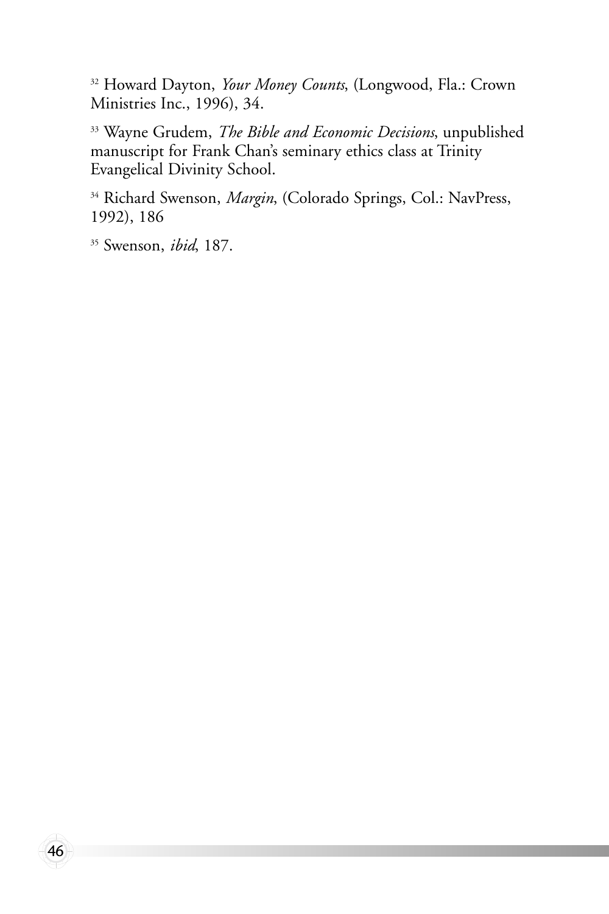[32] Howard Dayton, *Your Money Counts*, (Longwood, Fla.: Crown Ministries Inc., 1996), 34.

[33] Wayne Grudem, *The Bible and Economic Decisions*, unpublished manuscript for Frank Chan's seminary ethics class at Trinity Evangelical Divinity School.

[34] Richard Swenson, *Margin*, (Colorado Springs, Col.: NavPress, 1992), 186

[35] Swenson, *ibid*, 187.